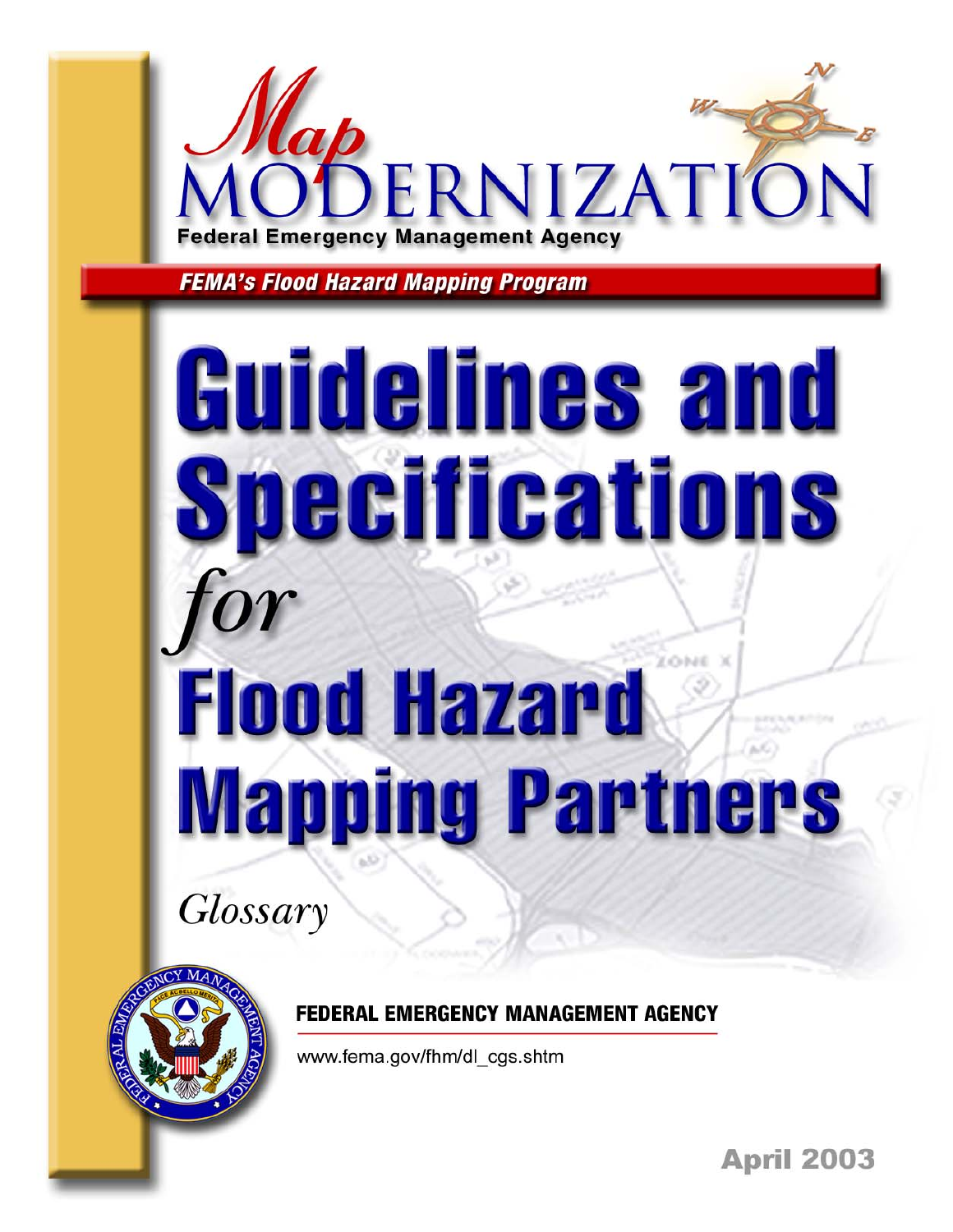# Map MODERNIZATION

Federal Emergency Management Agency

*FEMA's Flood Hazard Mapping Program*

# Guidelines and Specifications *for* Flood Hazard Mapping Partners

*Glossary*

**FEDERAL EMERGENCY MANAGEMENT AGENCY**

www.fema.gov/fhm/dl_cgs.shtm

April 2003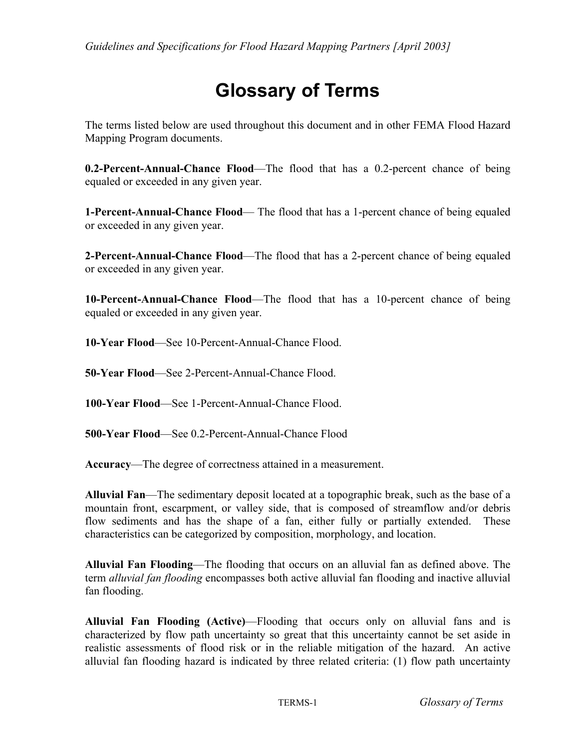# Glossary of Terms

The terms listed below are used throughout this document and in other FEMA Flood Hazard Mapping Program documents.

**0.2-Percent-Annual-Chance Flood**—The flood that has a 0.2-percent chance of being equaled or exceeded in any given year.

**1-Percent-Annual-Chance Flood**— The flood that has a 1-percent chance of being equaled or exceeded in any given year.

**2-Percent-Annual-Chance Flood**—The flood that has a 2-percent chance of being equaled or exceeded in any given year.

**10-Percent-Annual-Chance Flood**—The flood that has a 10-percent chance of being equaled or exceeded in any given year.

**10-Year Flood**—See 10-Percent-Annual-Chance Flood.

**50-Year Flood**—See 2-Percent-Annual-Chance Flood.

**100-Year Flood**—See 1-Percent-Annual-Chance Flood.

**500-Year Flood**—See 0.2-Percent-Annual-Chance Flood

**Accuracy**—The degree of correctness attained in a measurement.

**Alluvial Fan**—The sedimentary deposit located at a topographic break, such as the base of a mountain front, escarpment, or valley side, that is composed of streamflow and/or debris flow sediments and has the shape of a fan, either fully or partially extended. These characteristics can be categorized by composition, morphology, and location.

**Alluvial Fan Flooding**—The flooding that occurs on an alluvial fan as defined above. The term *alluvial fan flooding* encompasses both active alluvial fan flooding and inactive alluvial fan flooding.

**Alluvial Fan Flooding (Active)**—Flooding that occurs only on alluvial fans and is characterized by flow path uncertainty so great that this uncertainty cannot be set aside in realistic assessments of flood risk or in the reliable mitigation of the hazard. An active alluvial fan flooding hazard is indicated by three related criteria: (1) flow path uncertainty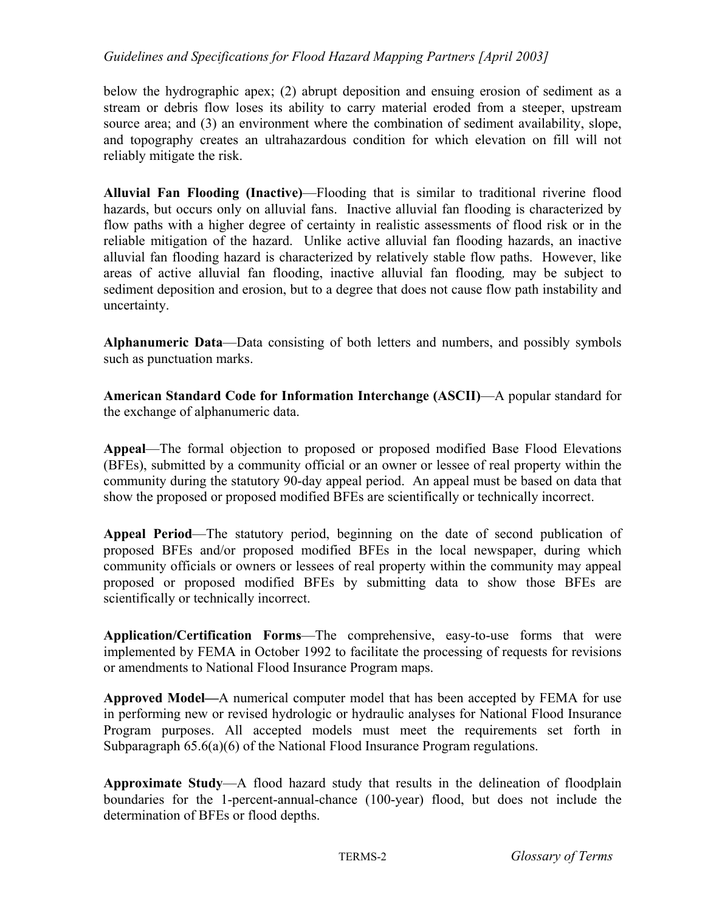below the hydrographic apex; (2) abrupt deposition and ensuing erosion of sediment as a stream or debris flow loses its ability to carry material eroded from a steeper, upstream source area; and (3) an environment where the combination of sediment availability, slope, and topography creates an ultrahazardous condition for which elevation on fill will not reliably mitigate the risk.

**Alluvial Fan Flooding (Inactive)**—Flooding that is similar to traditional riverine flood hazards, but occurs only on alluvial fans. Inactive alluvial fan flooding is characterized by flow paths with a higher degree of certainty in realistic assessments of flood risk or in the reliable mitigation of the hazard. Unlike active alluvial fan flooding hazards, an inactive alluvial fan flooding hazard is characterized by relatively stable flow paths. However, like areas of active alluvial fan flooding, inactive alluvial fan flooding*,* may be subject to sediment deposition and erosion, but to a degree that does not cause flow path instability and uncertainty.

**Alphanumeric Data**—Data consisting of both letters and numbers, and possibly symbols such as punctuation marks.

**American Standard Code for Information Interchange (ASCII)**—A popular standard for the exchange of alphanumeric data.

**Appeal**—The formal objection to proposed or proposed modified Base Flood Elevations (BFEs), submitted by a community official or an owner or lessee of real property within the community during the statutory 90-day appeal period. An appeal must be based on data that show the proposed or proposed modified BFEs are scientifically or technically incorrect.

**Appeal Period**—The statutory period, beginning on the date of second publication of proposed BFEs and/or proposed modified BFEs in the local newspaper, during which community officials or owners or lessees of real property within the community may appeal proposed or proposed modified BFEs by submitting data to show those BFEs are scientifically or technically incorrect.

**Application/Certification Forms**—The comprehensive, easy-to-use forms that were implemented by FEMA in October 1992 to facilitate the processing of requests for revisions or amendments to National Flood Insurance Program maps.

**Approved Model—**A numerical computer model that has been accepted by FEMA for use in performing new or revised hydrologic or hydraulic analyses for National Flood Insurance Program purposes. All accepted models must meet the requirements set forth in Subparagraph 65.6(a)(6) of the National Flood Insurance Program regulations.

**Approximate Study**—A flood hazard study that results in the delineation of floodplain boundaries for the 1-percent-annual-chance (100-year) flood, but does not include the determination of BFEs or flood depths.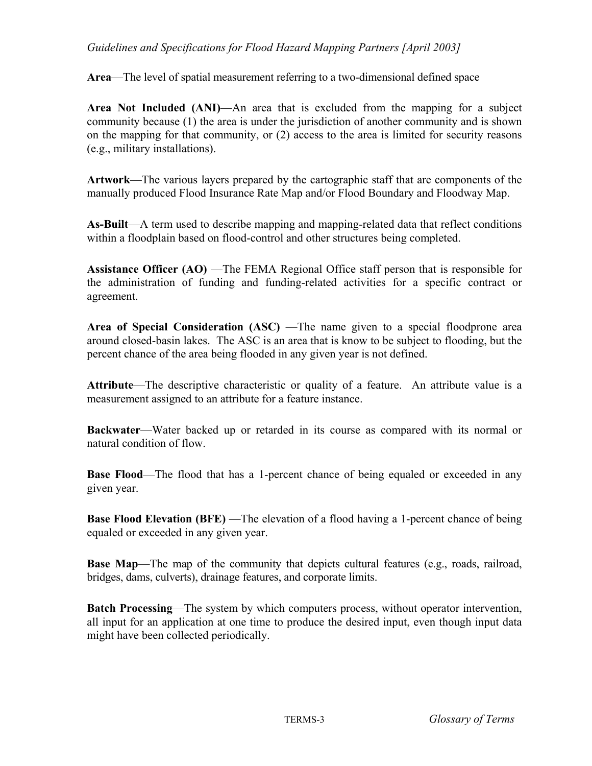**Area**—The level of spatial measurement referring to a two-dimensional defined space

**Area Not Included (ANI)**—An area that is excluded from the mapping for a subject community because (1) the area is under the jurisdiction of another community and is shown on the mapping for that community, or (2) access to the area is limited for security reasons (e.g., military installations).

**Artwork**—The various layers prepared by the cartographic staff that are components of the manually produced Flood Insurance Rate Map and/or Flood Boundary and Floodway Map.

**As-Built**—A term used to describe mapping and mapping-related data that reflect conditions within a floodplain based on flood-control and other structures being completed.

**Assistance Officer (AO)** —The FEMA Regional Office staff person that is responsible for the administration of funding and funding-related activities for a specific contract or agreement.

**Area of Special Consideration (ASC)** —The name given to a special floodprone area around closed-basin lakes. The ASC is an area that is know to be subject to flooding, but the percent chance of the area being flooded in any given year is not defined.

**Attribute**—The descriptive characteristic or quality of a feature. An attribute value is a measurement assigned to an attribute for a feature instance.

**Backwater**—Water backed up or retarded in its course as compared with its normal or natural condition of flow.

**Base Flood**—The flood that has a 1-percent chance of being equaled or exceeded in any given year.

**Base Flood Elevation (BFE)** —The elevation of a flood having a 1-percent chance of being equaled or exceeded in any given year.

**Base Map**—The map of the community that depicts cultural features (e.g., roads, railroad, bridges, dams, culverts), drainage features, and corporate limits.

**Batch Processing**—The system by which computers process, without operator intervention, all input for an application at one time to produce the desired input, even though input data might have been collected periodically.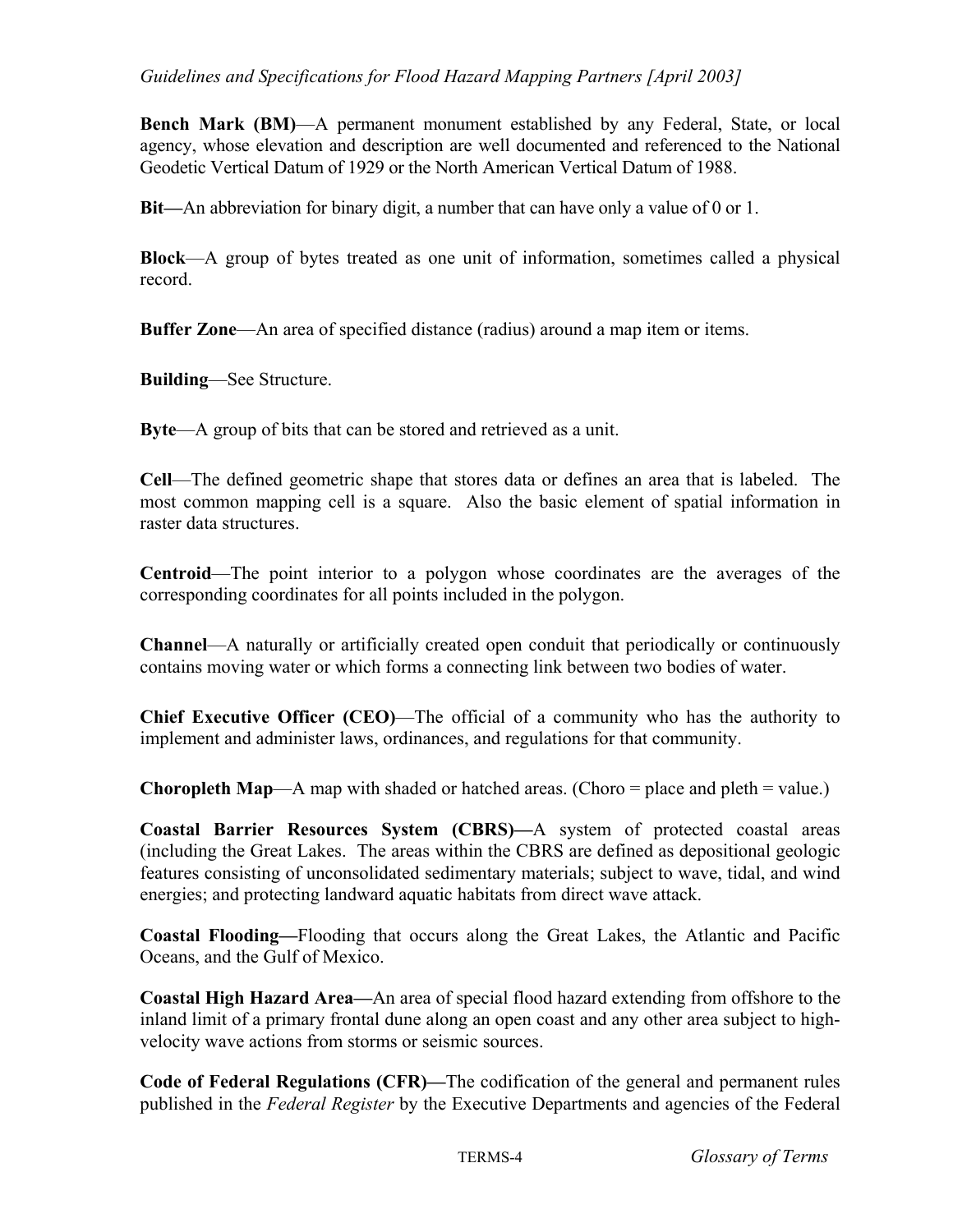**Bench Mark (BM)**—A permanent monument established by any Federal, State, or local agency, whose elevation and description are well documented and referenced to the National Geodetic Vertical Datum of 1929 or the North American Vertical Datum of 1988.

**Bit—**An abbreviation for binary digit, a number that can have only a value of 0 or 1.

**Block**—A group of bytes treated as one unit of information, sometimes called a physical record.

**Buffer Zone**—An area of specified distance (radius) around a map item or items.

**Building**—See Structure.

**Byte**—A group of bits that can be stored and retrieved as a unit.

**Cell**—The defined geometric shape that stores data or defines an area that is labeled. The most common mapping cell is a square. Also the basic element of spatial information in raster data structures.

**Centroid**—The point interior to a polygon whose coordinates are the averages of the corresponding coordinates for all points included in the polygon.

**Channel**—A naturally or artificially created open conduit that periodically or continuously contains moving water or which forms a connecting link between two bodies of water.

**Chief Executive Officer (CEO)**—The official of a community who has the authority to implement and administer laws, ordinances, and regulations for that community.

**Choropleth Map**—A map with shaded or hatched areas. (Choro = place and pleth = value.)

**Coastal Barrier Resources System (CBRS)—**A system of protected coastal areas (including the Great Lakes. The areas within the CBRS are defined as depositional geologic features consisting of unconsolidated sedimentary materials; subject to wave, tidal, and wind energies; and protecting landward aquatic habitats from direct wave attack.

**Coastal Flooding—**Flooding that occurs along the Great Lakes, the Atlantic and Pacific Oceans, and the Gulf of Mexico.

**Coastal High Hazard Area—**An area of special flood hazard extending from offshore to the inland limit of a primary frontal dune along an open coast and any other area subject to high-velocity wave actions from storms or seismic sources.

**Code of Federal Regulations (CFR)—**The codification of the general and permanent rules published in the *Federal Register* by the Executive Departments and agencies of the Federal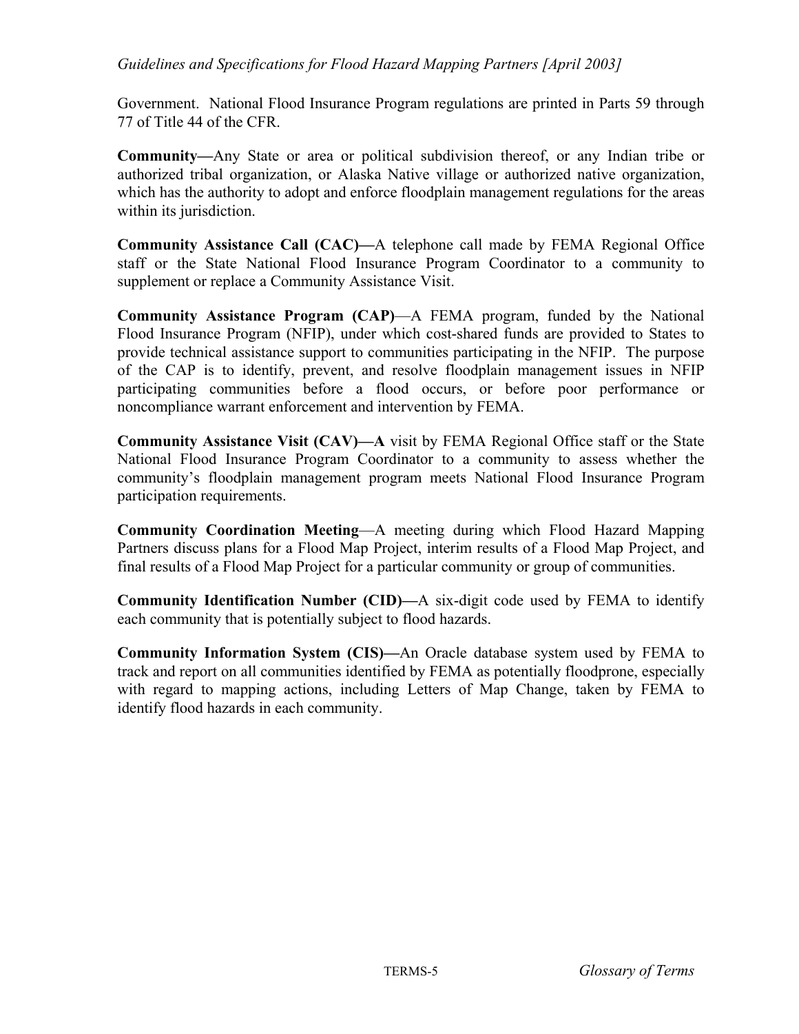Government. National Flood Insurance Program regulations are printed in Parts 59 through 77 of Title 44 of the CFR.

**Community—**Any State or area or political subdivision thereof, or any Indian tribe or authorized tribal organization, or Alaska Native village or authorized native organization, which has the authority to adopt and enforce floodplain management regulations for the areas within its jurisdiction.

**Community Assistance Call (CAC)—**A telephone call made by FEMA Regional Office staff or the State National Flood Insurance Program Coordinator to a community to supplement or replace a Community Assistance Visit.

**Community Assistance Program (CAP)**—A FEMA program, funded by the National Flood Insurance Program (NFIP), under which cost-shared funds are provided to States to provide technical assistance support to communities participating in the NFIP. The purpose of the CAP is to identify, prevent, and resolve floodplain management issues in NFIP participating communities before a flood occurs, or before poor performance or noncompliance warrant enforcement and intervention by FEMA.

**Community Assistance Visit (CAV)—A** visit by FEMA Regional Office staff or the State National Flood Insurance Program Coordinator to a community to assess whether the community's floodplain management program meets National Flood Insurance Program participation requirements.

**Community Coordination Meeting**—A meeting during which Flood Hazard Mapping Partners discuss plans for a Flood Map Project, interim results of a Flood Map Project, and final results of a Flood Map Project for a particular community or group of communities.

**Community Identification Number (CID)—**A six-digit code used by FEMA to identify each community that is potentially subject to flood hazards.

**Community Information System (CIS)—**An Oracle database system used by FEMA to track and report on all communities identified by FEMA as potentially floodprone, especially with regard to mapping actions, including Letters of Map Change, taken by FEMA to identify flood hazards in each community.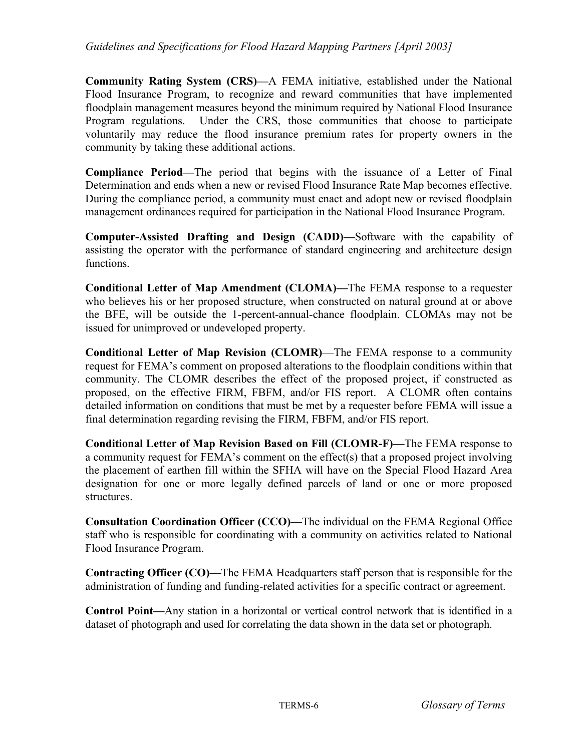**Community Rating System (CRS)—**A FEMA initiative, established under the National Flood Insurance Program, to recognize and reward communities that have implemented floodplain management measures beyond the minimum required by National Flood Insurance Program regulations. Under the CRS, those communities that choose to participate voluntarily may reduce the flood insurance premium rates for property owners in the community by taking these additional actions.

**Compliance Period—**The period that begins with the issuance of a Letter of Final Determination and ends when a new or revised Flood Insurance Rate Map becomes effective. During the compliance period, a community must enact and adopt new or revised floodplain management ordinances required for participation in the National Flood Insurance Program.

**Computer-Assisted Drafting and Design (CADD)—**Software with the capability of assisting the operator with the performance of standard engineering and architecture design functions.

**Conditional Letter of Map Amendment (CLOMA)—**The FEMA response to a requester who believes his or her proposed structure, when constructed on natural ground at or above the BFE, will be outside the 1-percent-annual-chance floodplain. CLOMAs may not be issued for unimproved or undeveloped property.

**Conditional Letter of Map Revision (CLOMR)**—The FEMA response to a community request for FEMA's comment on proposed alterations to the floodplain conditions within that community. The CLOMR describes the effect of the proposed project, if constructed as proposed, on the effective FIRM, FBFM, and/or FIS report. A CLOMR often contains detailed information on conditions that must be met by a requester before FEMA will issue a final determination regarding revising the FIRM, FBFM, and/or FIS report.

**Conditional Letter of Map Revision Based on Fill (CLOMR-F)—**The FEMA response to a community request for FEMA's comment on the effect(s) that a proposed project involving the placement of earthen fill within the SFHA will have on the Special Flood Hazard Area designation for one or more legally defined parcels of land or one or more proposed structures.

**Consultation Coordination Officer (CCO)—**The individual on the FEMA Regional Office staff who is responsible for coordinating with a community on activities related to National Flood Insurance Program.

**Contracting Officer (CO)—**The FEMA Headquarters staff person that is responsible for the administration of funding and funding-related activities for a specific contract or agreement.

**Control Point—**Any station in a horizontal or vertical control network that is identified in a dataset of photograph and used for correlating the data shown in the data set or photograph.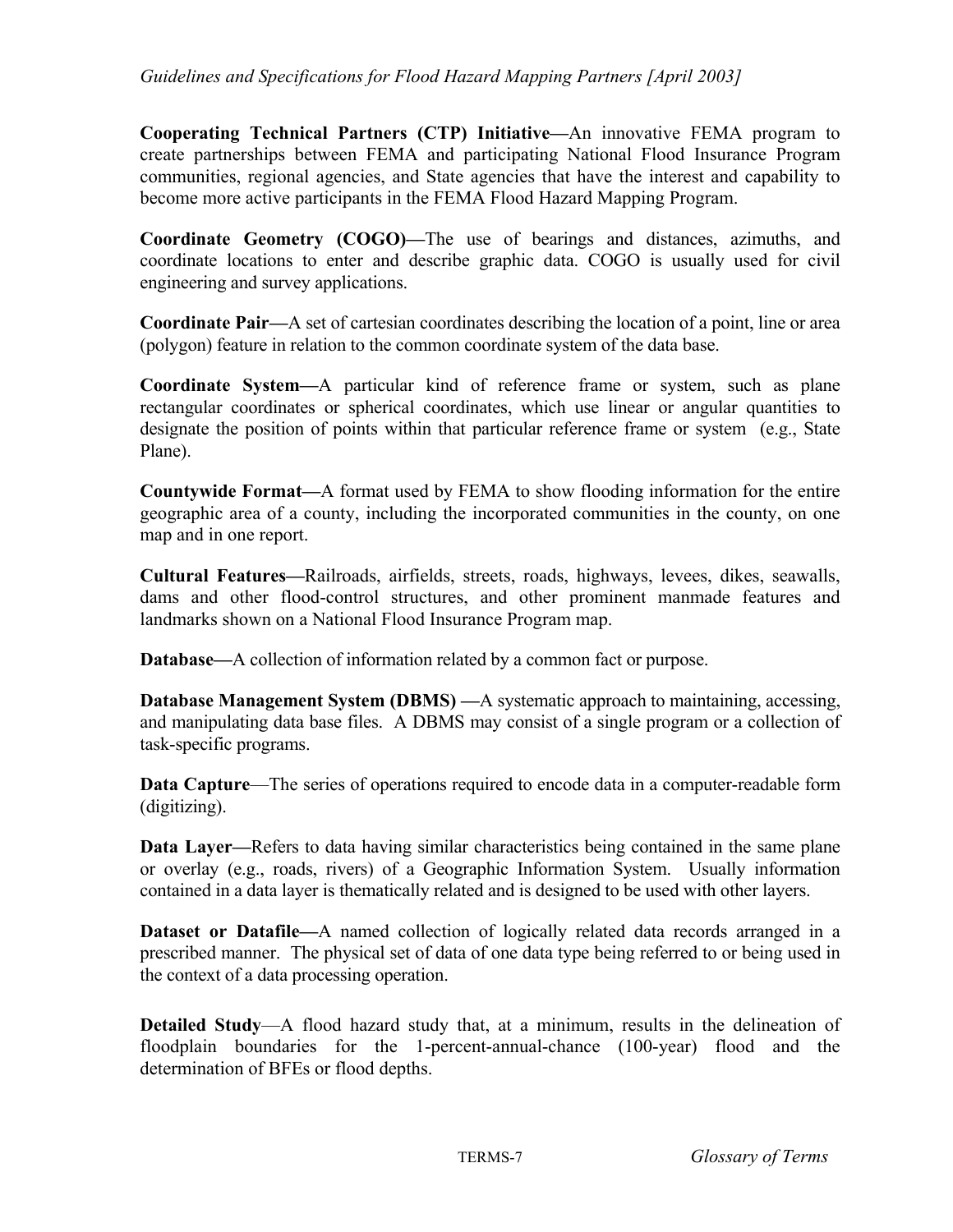**Cooperating Technical Partners (CTP) Initiative—**An innovative FEMA program to create partnerships between FEMA and participating National Flood Insurance Program communities, regional agencies, and State agencies that have the interest and capability to become more active participants in the FEMA Flood Hazard Mapping Program.

**Coordinate Geometry (COGO)—**The use of bearings and distances, azimuths, and coordinate locations to enter and describe graphic data. COGO is usually used for civil engineering and survey applications.

**Coordinate Pair—**A set of cartesian coordinates describing the location of a point, line or area (polygon) feature in relation to the common coordinate system of the data base.

**Coordinate System—**A particular kind of reference frame or system, such as plane rectangular coordinates or spherical coordinates, which use linear or angular quantities to designate the position of points within that particular reference frame or system (e.g., State Plane).

**Countywide Format—**A format used by FEMA to show flooding information for the entire geographic area of a county, including the incorporated communities in the county, on one map and in one report.

**Cultural Features—**Railroads, airfields, streets, roads, highways, levees, dikes, seawalls, dams and other flood-control structures, and other prominent manmade features and landmarks shown on a National Flood Insurance Program map.

**Database—**A collection of information related by a common fact or purpose.

**Database Management System (DBMS) —**A systematic approach to maintaining, accessing, and manipulating data base files. A DBMS may consist of a single program or a collection of task-specific programs.

**Data Capture**—The series of operations required to encode data in a computer-readable form (digitizing).

**Data Layer—**Refers to data having similar characteristics being contained in the same plane or overlay (e.g., roads, rivers) of a Geographic Information System. Usually information contained in a data layer is thematically related and is designed to be used with other layers.

**Dataset or Datafile—**A named collection of logically related data records arranged in a prescribed manner. The physical set of data of one data type being referred to or being used in the context of a data processing operation.

**Detailed Study**—A flood hazard study that, at a minimum, results in the delineation of floodplain boundaries for the 1-percent-annual-chance (100-year) flood and the determination of BFEs or flood depths.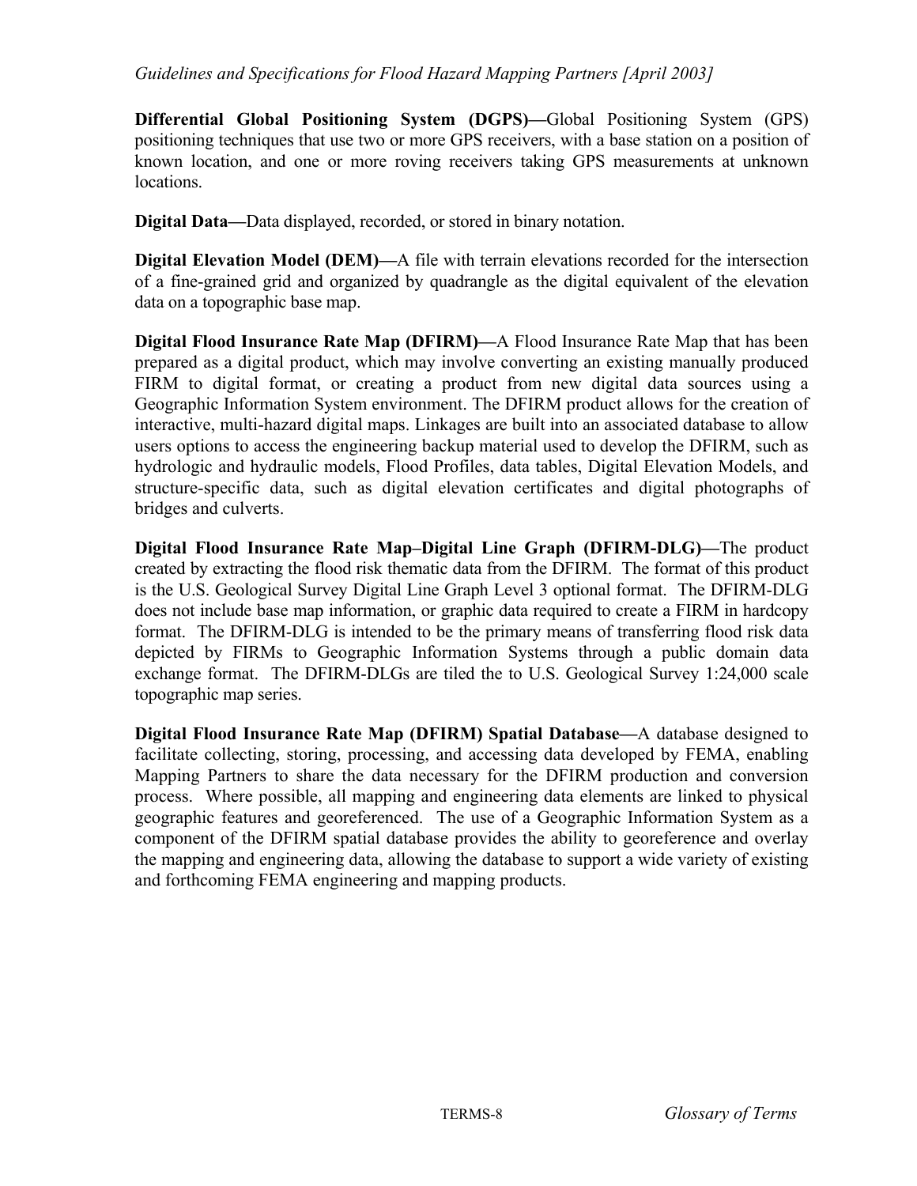**Differential Global Positioning System (DGPS)—**Global Positioning System (GPS) positioning techniques that use two or more GPS receivers, with a base station on a position of known location, and one or more roving receivers taking GPS measurements at unknown locations.

**Digital Data—**Data displayed, recorded, or stored in binary notation.

**Digital Elevation Model (DEM)—**A file with terrain elevations recorded for the intersection of a fine-grained grid and organized by quadrangle as the digital equivalent of the elevation data on a topographic base map.

**Digital Flood Insurance Rate Map (DFIRM)—**A Flood Insurance Rate Map that has been prepared as a digital product, which may involve converting an existing manually produced FIRM to digital format, or creating a product from new digital data sources using a Geographic Information System environment. The DFIRM product allows for the creation of interactive, multi-hazard digital maps. Linkages are built into an associated database to allow users options to access the engineering backup material used to develop the DFIRM, such as hydrologic and hydraulic models, Flood Profiles, data tables, Digital Elevation Models, and structure-specific data, such as digital elevation certificates and digital photographs of bridges and culverts.

**Digital Flood Insurance Rate Map–Digital Line Graph (DFIRM-DLG)—**The product created by extracting the flood risk thematic data from the DFIRM. The format of this product is the U.S. Geological Survey Digital Line Graph Level 3 optional format. The DFIRM-DLG does not include base map information, or graphic data required to create a FIRM in hardcopy format. The DFIRM-DLG is intended to be the primary means of transferring flood risk data depicted by FIRMs to Geographic Information Systems through a public domain data exchange format. The DFIRM-DLGs are tiled the to U.S. Geological Survey 1:24,000 scale topographic map series.

**Digital Flood Insurance Rate Map (DFIRM) Spatial Database—**A database designed to facilitate collecting, storing, processing, and accessing data developed by FEMA, enabling Mapping Partners to share the data necessary for the DFIRM production and conversion process. Where possible, all mapping and engineering data elements are linked to physical geographic features and georeferenced. The use of a Geographic Information System as a component of the DFIRM spatial database provides the ability to georeference and overlay the mapping and engineering data, allowing the database to support a wide variety of existing and forthcoming FEMA engineering and mapping products.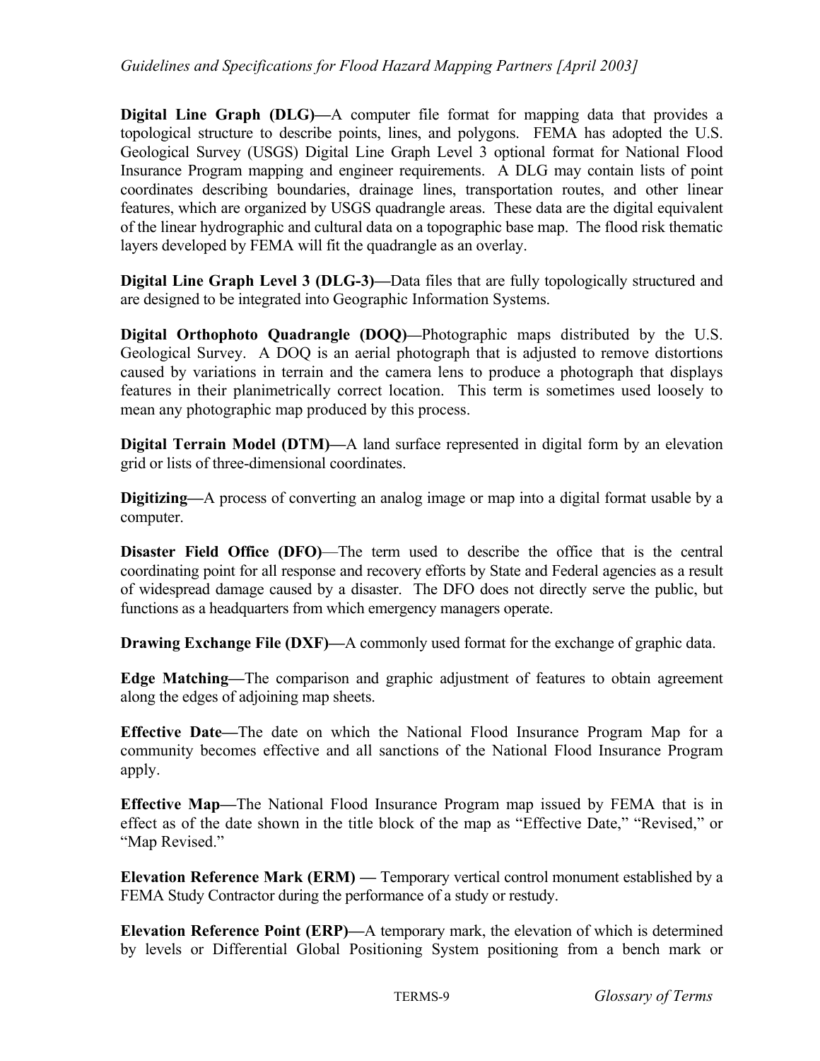**Digital Line Graph (DLG)—**A computer file format for mapping data that provides a topological structure to describe points, lines, and polygons. FEMA has adopted the U.S. Geological Survey (USGS) Digital Line Graph Level 3 optional format for National Flood Insurance Program mapping and engineer requirements. A DLG may contain lists of point coordinates describing boundaries, drainage lines, transportation routes, and other linear features, which are organized by USGS quadrangle areas. These data are the digital equivalent of the linear hydrographic and cultural data on a topographic base map. The flood risk thematic layers developed by FEMA will fit the quadrangle as an overlay.

**Digital Line Graph Level 3 (DLG-3)—**Data files that are fully topologically structured and are designed to be integrated into Geographic Information Systems.

**Digital Orthophoto Quadrangle (DOQ)—**Photographic maps distributed by the U.S. Geological Survey. A DOQ is an aerial photograph that is adjusted to remove distortions caused by variations in terrain and the camera lens to produce a photograph that displays features in their planimetrically correct location. This term is sometimes used loosely to mean any photographic map produced by this process.

**Digital Terrain Model (DTM)—**A land surface represented in digital form by an elevation grid or lists of three-dimensional coordinates.

**Digitizing—**A process of converting an analog image or map into a digital format usable by a computer.

**Disaster Field Office (DFO)**—The term used to describe the office that is the central coordinating point for all response and recovery efforts by State and Federal agencies as a result of widespread damage caused by a disaster. The DFO does not directly serve the public, but functions as a headquarters from which emergency managers operate.

**Drawing Exchange File (DXF)—**A commonly used format for the exchange of graphic data.

**Edge Matching—**The comparison and graphic adjustment of features to obtain agreement along the edges of adjoining map sheets.

**Effective Date—**The date on which the National Flood Insurance Program Map for a community becomes effective and all sanctions of the National Flood Insurance Program apply.

**Effective Map—**The National Flood Insurance Program map issued by FEMA that is in effect as of the date shown in the title block of the map as "Effective Date," "Revised," or "Map Revised."

**Elevation Reference Mark (ERM) —** Temporary vertical control monument established by a FEMA Study Contractor during the performance of a study or restudy.

**Elevation Reference Point (ERP)—**A temporary mark, the elevation of which is determined by levels or Differential Global Positioning System positioning from a bench mark or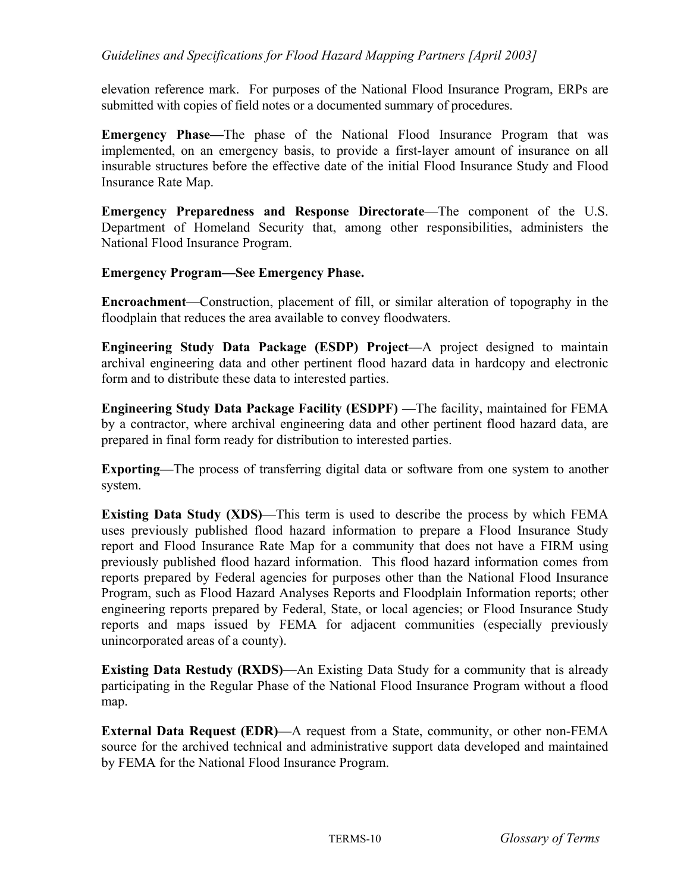elevation reference mark. For purposes of the National Flood Insurance Program, ERPs are submitted with copies of field notes or a documented summary of procedures.

**Emergency Phase—**The phase of the National Flood Insurance Program that was implemented, on an emergency basis, to provide a first-layer amount of insurance on all insurable structures before the effective date of the initial Flood Insurance Study and Flood Insurance Rate Map.

**Emergency Preparedness and Response Directorate**—The component of the U.S. Department of Homeland Security that, among other responsibilities, administers the National Flood Insurance Program.

**Emergency Program—See Emergency Phase.**

**Encroachment**—Construction, placement of fill, or similar alteration of topography in the floodplain that reduces the area available to convey floodwaters.

**Engineering Study Data Package (ESDP) Project—**A project designed to maintain archival engineering data and other pertinent flood hazard data in hardcopy and electronic form and to distribute these data to interested parties.

**Engineering Study Data Package Facility (ESDPF) —**The facility, maintained for FEMA by a contractor, where archival engineering data and other pertinent flood hazard data, are prepared in final form ready for distribution to interested parties.

**Exporting—**The process of transferring digital data or software from one system to another system.

**Existing Data Study (XDS)**—This term is used to describe the process by which FEMA uses previously published flood hazard information to prepare a Flood Insurance Study report and Flood Insurance Rate Map for a community that does not have a FIRM using previously published flood hazard information. This flood hazard information comes from reports prepared by Federal agencies for purposes other than the National Flood Insurance Program, such as Flood Hazard Analyses Reports and Floodplain Information reports; other engineering reports prepared by Federal, State, or local agencies; or Flood Insurance Study reports and maps issued by FEMA for adjacent communities (especially previously unincorporated areas of a county).

**Existing Data Restudy (RXDS)**—An Existing Data Study for a community that is already participating in the Regular Phase of the National Flood Insurance Program without a flood map.

**External Data Request (EDR)—**A request from a State, community, or other non-FEMA source for the archived technical and administrative support data developed and maintained by FEMA for the National Flood Insurance Program.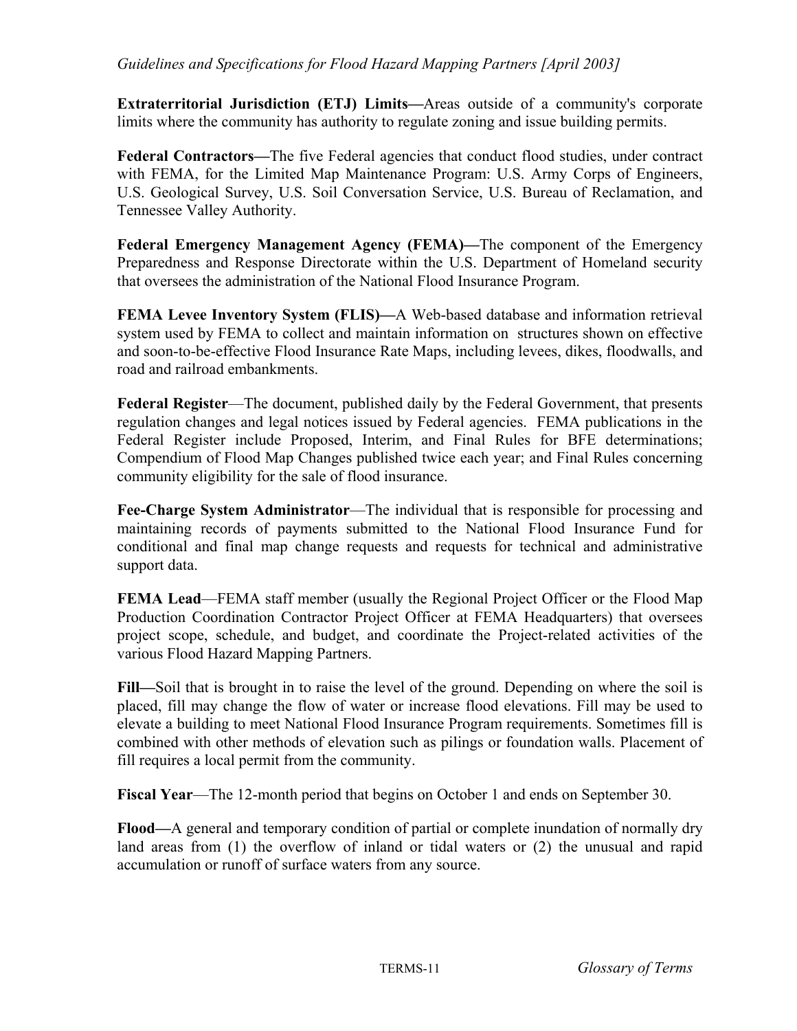**Extraterritorial Jurisdiction (ETJ) Limits—**Areas outside of a community's corporate limits where the community has authority to regulate zoning and issue building permits.

**Federal Contractors—**The five Federal agencies that conduct flood studies, under contract with FEMA, for the Limited Map Maintenance Program: U.S. Army Corps of Engineers, U.S. Geological Survey, U.S. Soil Conversation Service, U.S. Bureau of Reclamation, and Tennessee Valley Authority.

**Federal Emergency Management Agency (FEMA)—**The component of the Emergency Preparedness and Response Directorate within the U.S. Department of Homeland security that oversees the administration of the National Flood Insurance Program.

**FEMA Levee Inventory System (FLIS)—**A Web-based database and information retrieval system used by FEMA to collect and maintain information on structures shown on effective and soon-to-be-effective Flood Insurance Rate Maps, including levees, dikes, floodwalls, and road and railroad embankments.

**Federal Register**—The document, published daily by the Federal Government, that presents regulation changes and legal notices issued by Federal agencies. FEMA publications in the Federal Register include Proposed, Interim, and Final Rules for BFE determinations; Compendium of Flood Map Changes published twice each year; and Final Rules concerning community eligibility for the sale of flood insurance.

**Fee-Charge System Administrator**—The individual that is responsible for processing and maintaining records of payments submitted to the National Flood Insurance Fund for conditional and final map change requests and requests for technical and administrative support data.

**FEMA Lead**—FEMA staff member (usually the Regional Project Officer or the Flood Map Production Coordination Contractor Project Officer at FEMA Headquarters) that oversees project scope, schedule, and budget, and coordinate the Project-related activities of the various Flood Hazard Mapping Partners.

**Fill—**Soil that is brought in to raise the level of the ground. Depending on where the soil is placed, fill may change the flow of water or increase flood elevations. Fill may be used to elevate a building to meet National Flood Insurance Program requirements. Sometimes fill is combined with other methods of elevation such as pilings or foundation walls. Placement of fill requires a local permit from the community.

**Fiscal Year**—The 12-month period that begins on October 1 and ends on September 30.

**Flood—**A general and temporary condition of partial or complete inundation of normally dry land areas from (1) the overflow of inland or tidal waters or (2) the unusual and rapid accumulation or runoff of surface waters from any source.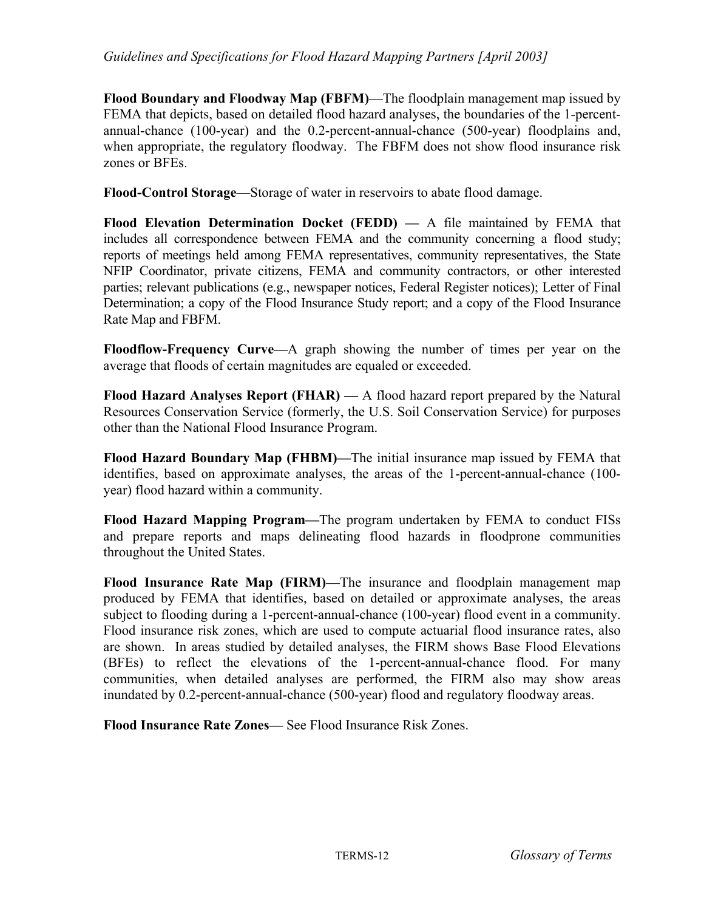**Flood Boundary and Floodway Map (FBFM)**—The floodplain management map issued by FEMA that depicts, based on detailed flood hazard analyses, the boundaries of the 1-percent-annual-chance (100-year) and the 0.2-percent-annual-chance (500-year) floodplains and, when appropriate, the regulatory floodway. The FBFM does not show flood insurance risk zones or BFEs.

**Flood-Control Storage**—Storage of water in reservoirs to abate flood damage.

**Flood Elevation Determination Docket (FEDD) —** A file maintained by FEMA that includes all correspondence between FEMA and the community concerning a flood study; reports of meetings held among FEMA representatives, community representatives, the State NFIP Coordinator, private citizens, FEMA and community contractors, or other interested parties; relevant publications (e.g., newspaper notices, Federal Register notices); Letter of Final Determination; a copy of the Flood Insurance Study report; and a copy of the Flood Insurance Rate Map and FBFM.

**Floodflow-Frequency Curve—**A graph showing the number of times per year on the average that floods of certain magnitudes are equaled or exceeded.

**Flood Hazard Analyses Report (FHAR) —** A flood hazard report prepared by the Natural Resources Conservation Service (formerly, the U.S. Soil Conservation Service) for purposes other than the National Flood Insurance Program.

**Flood Hazard Boundary Map (FHBM)—**The initial insurance map issued by FEMA that identifies, based on approximate analyses, the areas of the 1-percent-annual-chance (100-year) flood hazard within a community.

**Flood Hazard Mapping Program—**The program undertaken by FEMA to conduct FISs and prepare reports and maps delineating flood hazards in floodprone communities throughout the United States.

**Flood Insurance Rate Map (FIRM)—**The insurance and floodplain management map produced by FEMA that identifies, based on detailed or approximate analyses, the areas subject to flooding during a 1-percent-annual-chance (100-year) flood event in a community. Flood insurance risk zones, which are used to compute actuarial flood insurance rates, also are shown. In areas studied by detailed analyses, the FIRM shows Base Flood Elevations (BFEs) to reflect the elevations of the 1-percent-annual-chance flood. For many communities, when detailed analyses are performed, the FIRM also may show areas inundated by 0.2-percent-annual-chance (500-year) flood and regulatory floodway areas.

**Flood Insurance Rate Zones—** See Flood Insurance Risk Zones.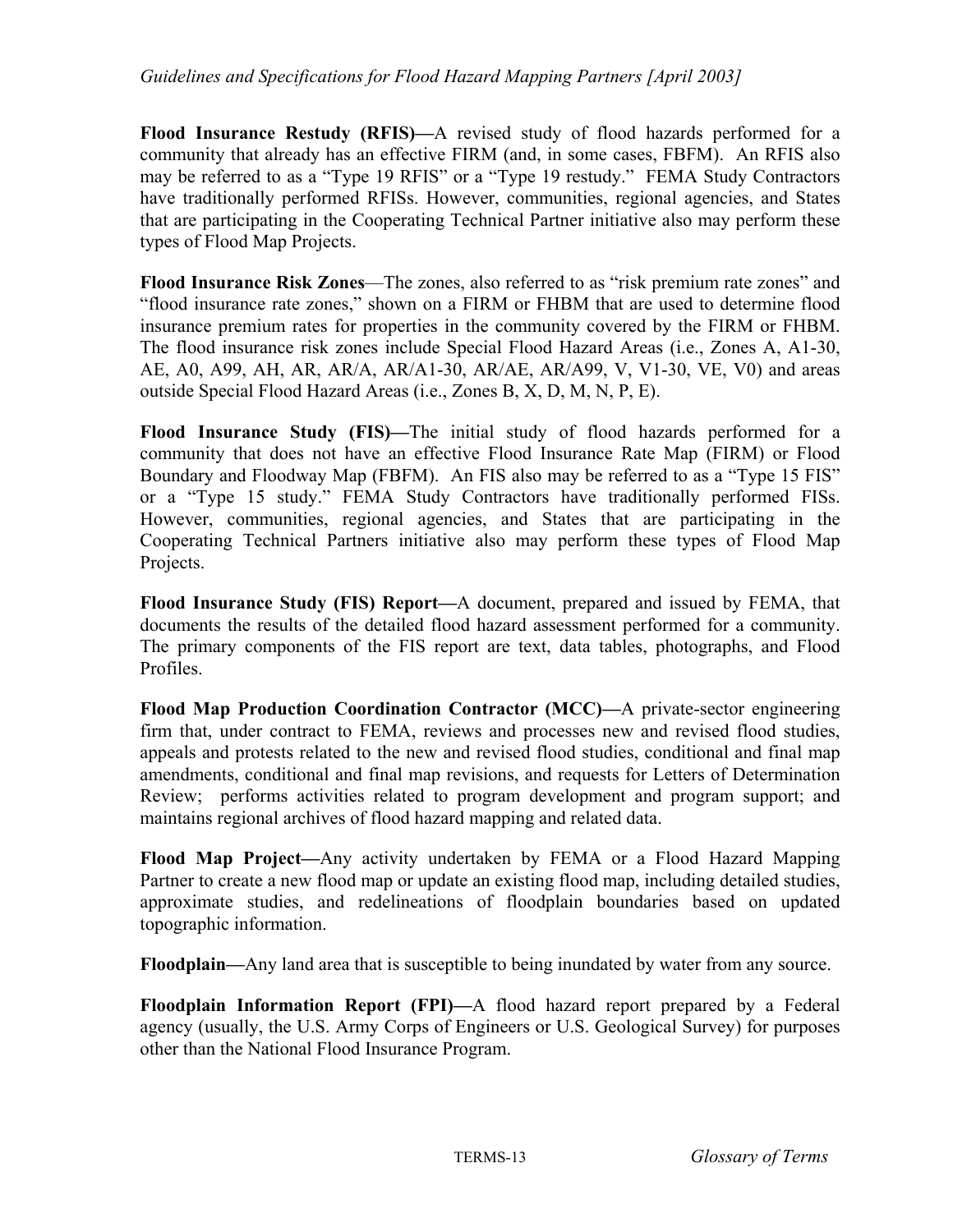**Flood Insurance Restudy (RFIS)—**A revised study of flood hazards performed for a community that already has an effective FIRM (and, in some cases, FBFM). An RFIS also may be referred to as a "Type 19 RFIS" or a "Type 19 restudy." FEMA Study Contractors have traditionally performed RFISs. However, communities, regional agencies, and States that are participating in the Cooperating Technical Partner initiative also may perform these types of Flood Map Projects.

**Flood Insurance Risk Zones**—The zones, also referred to as "risk premium rate zones" and "flood insurance rate zones," shown on a FIRM or FHBM that are used to determine flood insurance premium rates for properties in the community covered by the FIRM or FHBM. The flood insurance risk zones include Special Flood Hazard Areas (i.e., Zones A, A1-30, AE, A0, A99, AH, AR, AR/A, AR/A1-30, AR/AE, AR/A99, V, V1-30, VE, V0) and areas outside Special Flood Hazard Areas (i.e., Zones B, X, D, M, N, P, E).

**Flood Insurance Study (FIS)—**The initial study of flood hazards performed for a community that does not have an effective Flood Insurance Rate Map (FIRM) or Flood Boundary and Floodway Map (FBFM). An FIS also may be referred to as a "Type 15 FIS" or a "Type 15 study." FEMA Study Contractors have traditionally performed FISs. However, communities, regional agencies, and States that are participating in the Cooperating Technical Partners initiative also may perform these types of Flood Map Projects.

**Flood Insurance Study (FIS) Report—**A document, prepared and issued by FEMA, that documents the results of the detailed flood hazard assessment performed for a community. The primary components of the FIS report are text, data tables, photographs, and Flood Profiles.

**Flood Map Production Coordination Contractor (MCC)—**A private-sector engineering firm that, under contract to FEMA, reviews and processes new and revised flood studies, appeals and protests related to the new and revised flood studies, conditional and final map amendments, conditional and final map revisions, and requests for Letters of Determination Review; performs activities related to program development and program support; and maintains regional archives of flood hazard mapping and related data.

**Flood Map Project—**Any activity undertaken by FEMA or a Flood Hazard Mapping Partner to create a new flood map or update an existing flood map, including detailed studies, approximate studies, and redelineations of floodplain boundaries based on updated topographic information.

**Floodplain—**Any land area that is susceptible to being inundated by water from any source.

**Floodplain Information Report (FPI)—**A flood hazard report prepared by a Federal agency (usually, the U.S. Army Corps of Engineers or U.S. Geological Survey) for purposes other than the National Flood Insurance Program.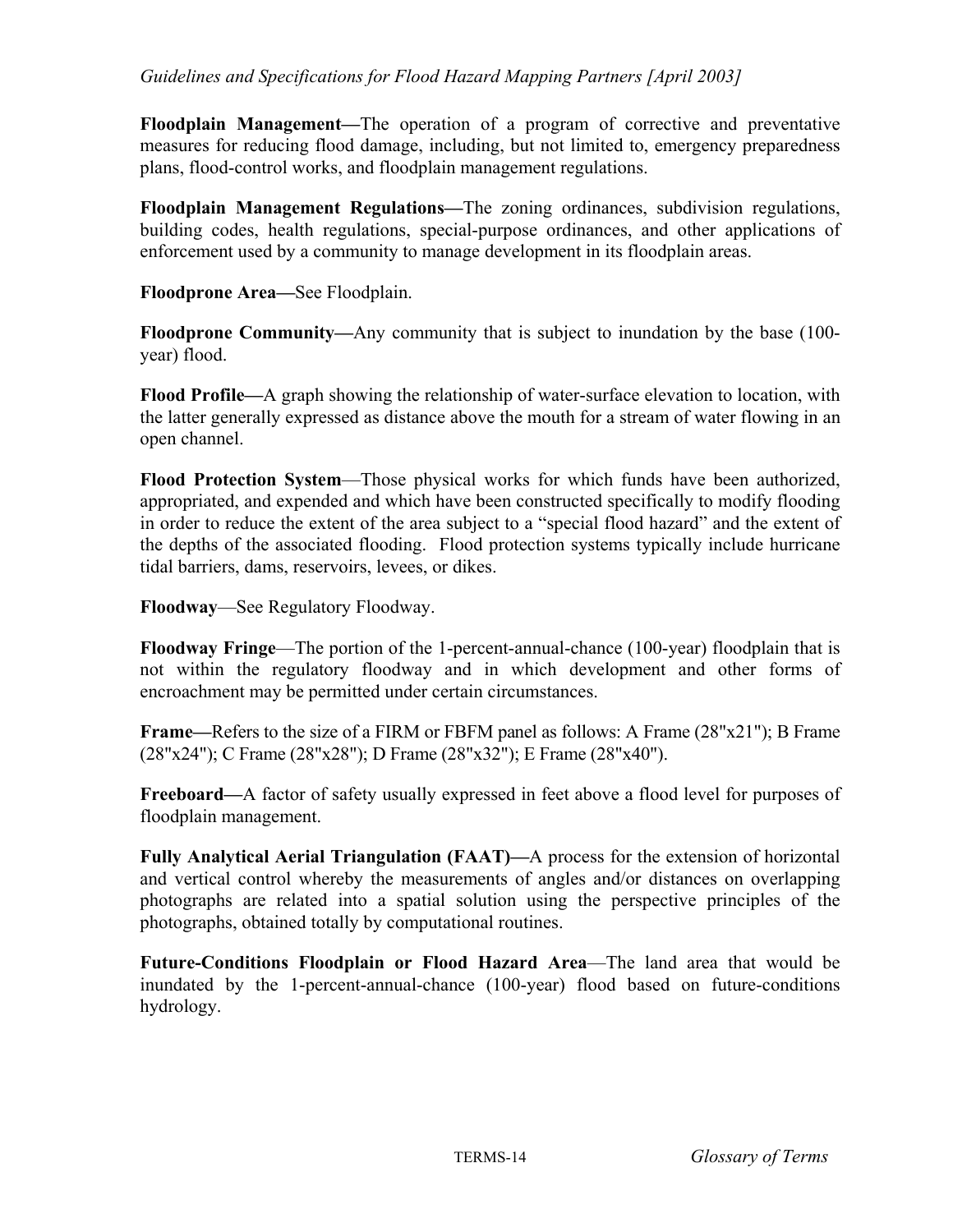**Floodplain Management—**The operation of a program of corrective and preventative measures for reducing flood damage, including, but not limited to, emergency preparedness plans, flood-control works, and floodplain management regulations.

**Floodplain Management Regulations—**The zoning ordinances, subdivision regulations, building codes, health regulations, special-purpose ordinances, and other applications of enforcement used by a community to manage development in its floodplain areas.

**Floodprone Area—**See Floodplain.

**Floodprone Community—**Any community that is subject to inundation by the base (100-year) flood.

**Flood Profile—**A graph showing the relationship of water-surface elevation to location, with the latter generally expressed as distance above the mouth for a stream of water flowing in an open channel.

**Flood Protection System**—Those physical works for which funds have been authorized, appropriated, and expended and which have been constructed specifically to modify flooding in order to reduce the extent of the area subject to a "special flood hazard" and the extent of the depths of the associated flooding. Flood protection systems typically include hurricane tidal barriers, dams, reservoirs, levees, or dikes.

**Floodway**—See Regulatory Floodway.

**Floodway Fringe**—The portion of the 1-percent-annual-chance (100-year) floodplain that is not within the regulatory floodway and in which development and other forms of encroachment may be permitted under certain circumstances.

**Frame—**Refers to the size of a FIRM or FBFM panel as follows: A Frame (28"x21"); B Frame (28"x24"); C Frame (28"x28"); D Frame (28"x32"); E Frame (28"x40").

**Freeboard—**A factor of safety usually expressed in feet above a flood level for purposes of floodplain management.

**Fully Analytical Aerial Triangulation (FAAT)—**A process for the extension of horizontal and vertical control whereby the measurements of angles and/or distances on overlapping photographs are related into a spatial solution using the perspective principles of the photographs, obtained totally by computational routines.

**Future-Conditions Floodplain or Flood Hazard Area**—The land area that would be inundated by the 1-percent-annual-chance (100-year) flood based on future-conditions hydrology.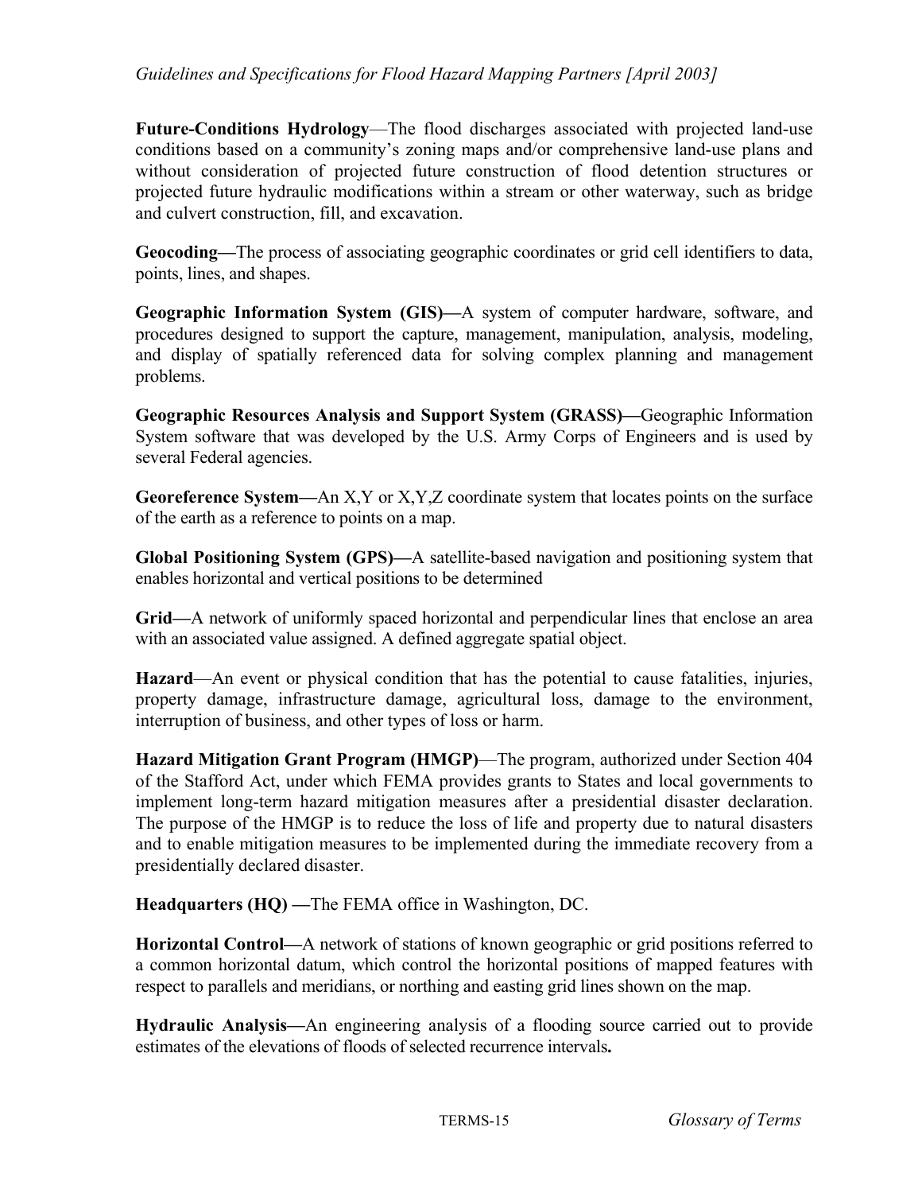**Future-Conditions Hydrology**—The flood discharges associated with projected land-use conditions based on a community's zoning maps and/or comprehensive land-use plans and without consideration of projected future construction of flood detention structures or projected future hydraulic modifications within a stream or other waterway, such as bridge and culvert construction, fill, and excavation.

**Geocoding—**The process of associating geographic coordinates or grid cell identifiers to data, points, lines, and shapes.

**Geographic Information System (GIS)—**A system of computer hardware, software, and procedures designed to support the capture, management, manipulation, analysis, modeling, and display of spatially referenced data for solving complex planning and management problems.

**Geographic Resources Analysis and Support System (GRASS)—**Geographic Information System software that was developed by the U.S. Army Corps of Engineers and is used by several Federal agencies.

**Georeference System—**An X,Y or X,Y,Z coordinate system that locates points on the surface of the earth as a reference to points on a map.

**Global Positioning System (GPS)—**A satellite-based navigation and positioning system that enables horizontal and vertical positions to be determined

**Grid—**A network of uniformly spaced horizontal and perpendicular lines that enclose an area with an associated value assigned. A defined aggregate spatial object.

**Hazard**—An event or physical condition that has the potential to cause fatalities, injuries, property damage, infrastructure damage, agricultural loss, damage to the environment, interruption of business, and other types of loss or harm.

**Hazard Mitigation Grant Program (HMGP)**—The program, authorized under Section 404 of the Stafford Act, under which FEMA provides grants to States and local governments to implement long-term hazard mitigation measures after a presidential disaster declaration. The purpose of the HMGP is to reduce the loss of life and property due to natural disasters and to enable mitigation measures to be implemented during the immediate recovery from a presidentially declared disaster.

**Headquarters (HQ) —**The FEMA office in Washington, DC.

**Horizontal Control—**A network of stations of known geographic or grid positions referred to a common horizontal datum, which control the horizontal positions of mapped features with respect to parallels and meridians, or northing and easting grid lines shown on the map.

**Hydraulic Analysis—**An engineering analysis of a flooding source carried out to provide estimates of the elevations of floods of selected recurrence intervals**.**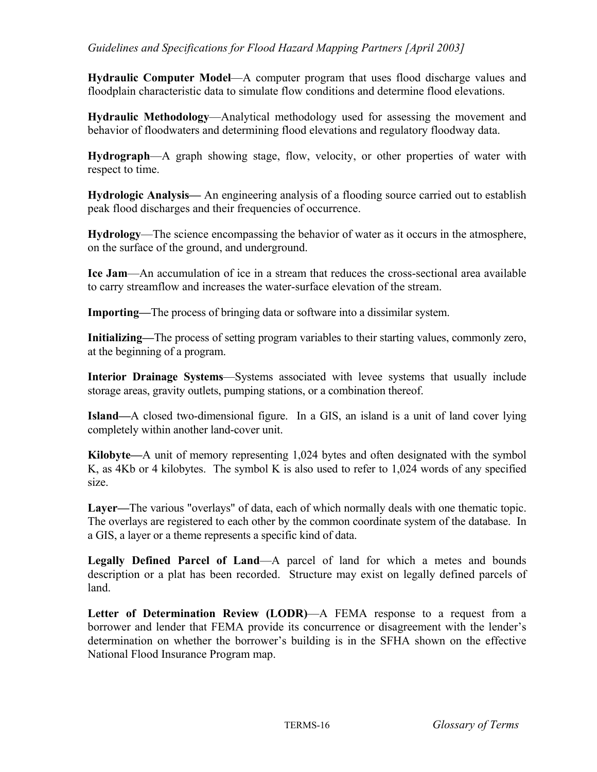**Hydraulic Computer Model**—A computer program that uses flood discharge values and floodplain characteristic data to simulate flow conditions and determine flood elevations.

**Hydraulic Methodology**—Analytical methodology used for assessing the movement and behavior of floodwaters and determining flood elevations and regulatory floodway data.

**Hydrograph**—A graph showing stage, flow, velocity, or other properties of water with respect to time.

**Hydrologic Analysis—** An engineering analysis of a flooding source carried out to establish peak flood discharges and their frequencies of occurrence.

**Hydrology**—The science encompassing the behavior of water as it occurs in the atmosphere, on the surface of the ground, and underground.

**Ice Jam**—An accumulation of ice in a stream that reduces the cross-sectional area available to carry streamflow and increases the water-surface elevation of the stream.

**Importing—**The process of bringing data or software into a dissimilar system.

**Initializing—**The process of setting program variables to their starting values, commonly zero, at the beginning of a program.

**Interior Drainage Systems**—Systems associated with levee systems that usually include storage areas, gravity outlets, pumping stations, or a combination thereof.

**Island—**A closed two-dimensional figure. In a GIS, an island is a unit of land cover lying completely within another land-cover unit.

**Kilobyte—**A unit of memory representing 1,024 bytes and often designated with the symbol K, as 4Kb or 4 kilobytes. The symbol K is also used to refer to 1,024 words of any specified size.

**Layer—**The various "overlays" of data, each of which normally deals with one thematic topic. The overlays are registered to each other by the common coordinate system of the database. In a GIS, a layer or a theme represents a specific kind of data.

**Legally Defined Parcel of Land**—A parcel of land for which a metes and bounds description or a plat has been recorded. Structure may exist on legally defined parcels of land.

**Letter of Determination Review (LODR)**—A FEMA response to a request from a borrower and lender that FEMA provide its concurrence or disagreement with the lender's determination on whether the borrower's building is in the SFHA shown on the effective National Flood Insurance Program map.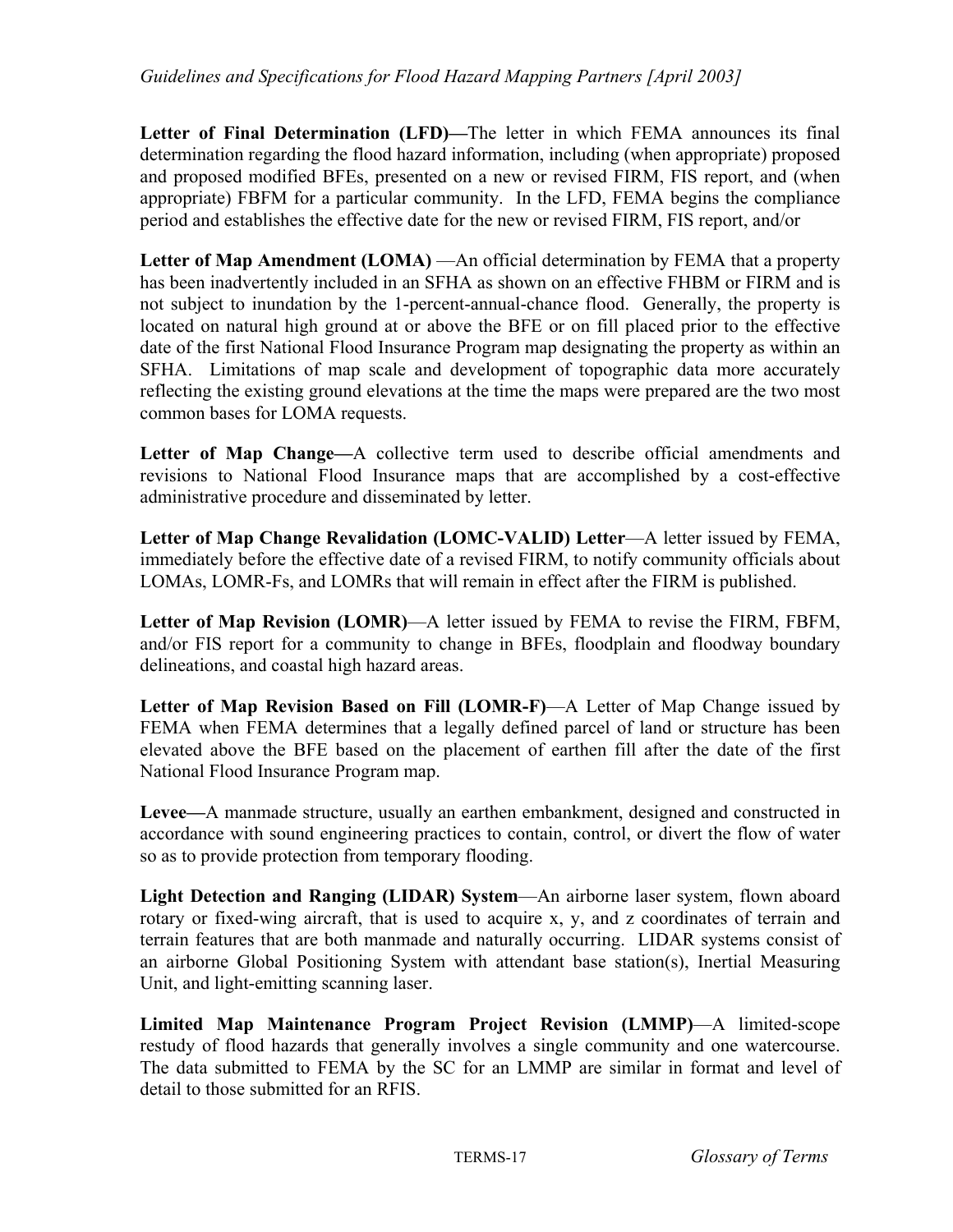**Letter of Final Determination (LFD)—**The letter in which FEMA announces its final determination regarding the flood hazard information, including (when appropriate) proposed and proposed modified BFEs, presented on a new or revised FIRM, FIS report, and (when appropriate) FBFM for a particular community. In the LFD, FEMA begins the compliance period and establishes the effective date for the new or revised FIRM, FIS report, and/or

**Letter of Map Amendment (LOMA)** —An official determination by FEMA that a property has been inadvertently included in an SFHA as shown on an effective FHBM or FIRM and is not subject to inundation by the 1-percent-annual-chance flood. Generally, the property is located on natural high ground at or above the BFE or on fill placed prior to the effective date of the first National Flood Insurance Program map designating the property as within an SFHA. Limitations of map scale and development of topographic data more accurately reflecting the existing ground elevations at the time the maps were prepared are the two most common bases for LOMA requests.

**Letter of Map Change—**A collective term used to describe official amendments and revisions to National Flood Insurance maps that are accomplished by a cost-effective administrative procedure and disseminated by letter.

**Letter of Map Change Revalidation (LOMC-VALID) Letter**—A letter issued by FEMA, immediately before the effective date of a revised FIRM, to notify community officials about LOMAs, LOMR-Fs, and LOMRs that will remain in effect after the FIRM is published.

**Letter of Map Revision (LOMR)**—A letter issued by FEMA to revise the FIRM, FBFM, and/or FIS report for a community to change in BFEs, floodplain and floodway boundary delineations, and coastal high hazard areas.

**Letter of Map Revision Based on Fill (LOMR-F)**—A Letter of Map Change issued by FEMA when FEMA determines that a legally defined parcel of land or structure has been elevated above the BFE based on the placement of earthen fill after the date of the first National Flood Insurance Program map.

**Levee—**A manmade structure, usually an earthen embankment, designed and constructed in accordance with sound engineering practices to contain, control, or divert the flow of water so as to provide protection from temporary flooding.

**Light Detection and Ranging (LIDAR) System**—An airborne laser system, flown aboard rotary or fixed-wing aircraft, that is used to acquire x, y, and z coordinates of terrain and terrain features that are both manmade and naturally occurring. LIDAR systems consist of an airborne Global Positioning System with attendant base station(s), Inertial Measuring Unit, and light-emitting scanning laser.

**Limited Map Maintenance Program Project Revision (LMMP)**—A limited-scope restudy of flood hazards that generally involves a single community and one watercourse. The data submitted to FEMA by the SC for an LMMP are similar in format and level of detail to those submitted for an RFIS.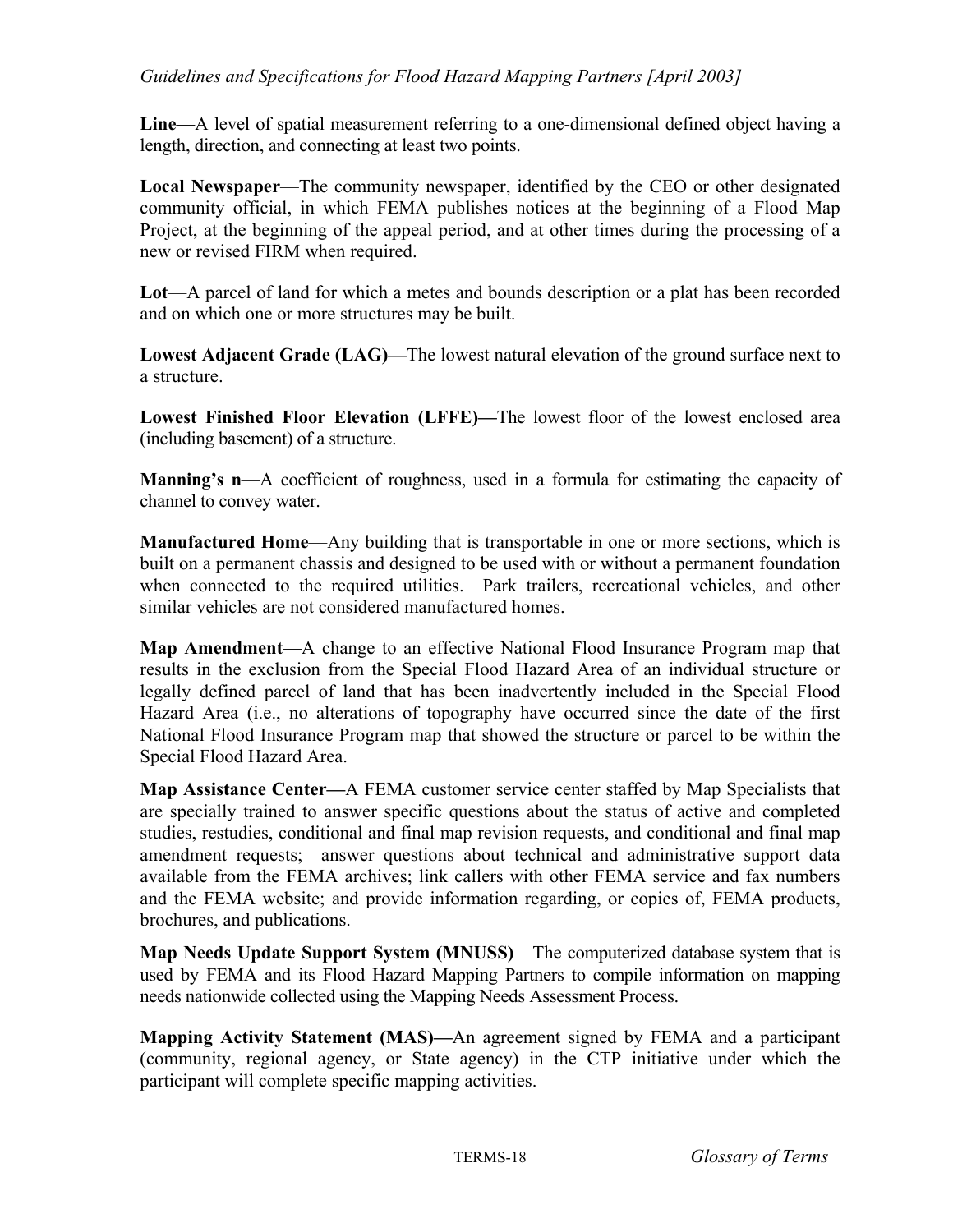**Line—**A level of spatial measurement referring to a one-dimensional defined object having a length, direction, and connecting at least two points.

**Local Newspaper**—The community newspaper, identified by the CEO or other designated community official, in which FEMA publishes notices at the beginning of a Flood Map Project, at the beginning of the appeal period, and at other times during the processing of a new or revised FIRM when required.

**Lot**—A parcel of land for which a metes and bounds description or a plat has been recorded and on which one or more structures may be built.

**Lowest Adjacent Grade (LAG)—**The lowest natural elevation of the ground surface next to a structure.

**Lowest Finished Floor Elevation (LFFE)—**The lowest floor of the lowest enclosed area (including basement) of a structure.

**Manning's n**—A coefficient of roughness, used in a formula for estimating the capacity of channel to convey water.

**Manufactured Home**—Any building that is transportable in one or more sections, which is built on a permanent chassis and designed to be used with or without a permanent foundation when connected to the required utilities. Park trailers, recreational vehicles, and other similar vehicles are not considered manufactured homes.

**Map Amendment—**A change to an effective National Flood Insurance Program map that results in the exclusion from the Special Flood Hazard Area of an individual structure or legally defined parcel of land that has been inadvertently included in the Special Flood Hazard Area (i.e., no alterations of topography have occurred since the date of the first National Flood Insurance Program map that showed the structure or parcel to be within the Special Flood Hazard Area.

**Map Assistance Center—**A FEMA customer service center staffed by Map Specialists that are specially trained to answer specific questions about the status of active and completed studies, restudies, conditional and final map revision requests, and conditional and final map amendment requests; answer questions about technical and administrative support data available from the FEMA archives; link callers with other FEMA service and fax numbers and the FEMA website; and provide information regarding, or copies of, FEMA products, brochures, and publications.

**Map Needs Update Support System (MNUSS)**—The computerized database system that is used by FEMA and its Flood Hazard Mapping Partners to compile information on mapping needs nationwide collected using the Mapping Needs Assessment Process.

**Mapping Activity Statement (MAS)—**An agreement signed by FEMA and a participant (community, regional agency, or State agency) in the CTP initiative under which the participant will complete specific mapping activities.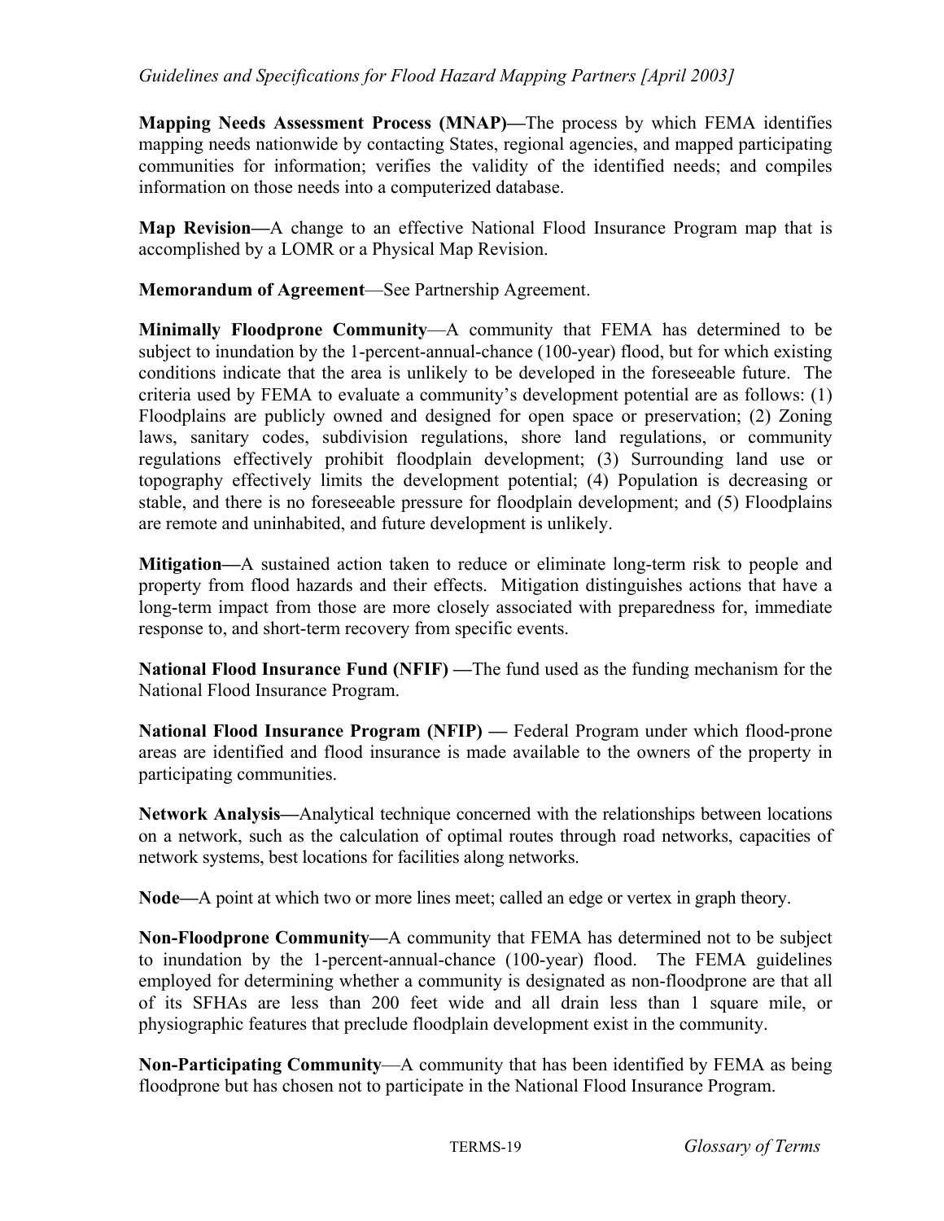**Mapping Needs Assessment Process (MNAP)—**The process by which FEMA identifies mapping needs nationwide by contacting States, regional agencies, and mapped participating communities for information; verifies the validity of the identified needs; and compiles information on those needs into a computerized database.

**Map Revision—**A change to an effective National Flood Insurance Program map that is accomplished by a LOMR or a Physical Map Revision.

**Memorandum of Agreement**—See Partnership Agreement.

**Minimally Floodprone Community**—A community that FEMA has determined to be subject to inundation by the 1-percent-annual-chance (100-year) flood, but for which existing conditions indicate that the area is unlikely to be developed in the foreseeable future. The criteria used by FEMA to evaluate a community's development potential are as follows: (1) Floodplains are publicly owned and designed for open space or preservation; (2) Zoning laws, sanitary codes, subdivision regulations, shore land regulations, or community regulations effectively prohibit floodplain development; (3) Surrounding land use or topography effectively limits the development potential; (4) Population is decreasing or stable, and there is no foreseeable pressure for floodplain development; and (5) Floodplains are remote and uninhabited, and future development is unlikely.

**Mitigation—**A sustained action taken to reduce or eliminate long-term risk to people and property from flood hazards and their effects. Mitigation distinguishes actions that have a long-term impact from those are more closely associated with preparedness for, immediate response to, and short-term recovery from specific events.

**National Flood Insurance Fund (NFIF) —**The fund used as the funding mechanism for the National Flood Insurance Program.

**National Flood Insurance Program (NFIP) —** Federal Program under which flood-prone areas are identified and flood insurance is made available to the owners of the property in participating communities.

**Network Analysis—**Analytical technique concerned with the relationships between locations on a network, such as the calculation of optimal routes through road networks, capacities of network systems, best locations for facilities along networks.

**Node—**A point at which two or more lines meet; called an edge or vertex in graph theory.

**Non-Floodprone Community—**A community that FEMA has determined not to be subject to inundation by the 1-percent-annual-chance (100-year) flood. The FEMA guidelines employed for determining whether a community is designated as non-floodprone are that all of its SFHAs are less than 200 feet wide and all drain less than 1 square mile, or physiographic features that preclude floodplain development exist in the community.

**Non-Participating Community**—A community that has been identified by FEMA as being floodprone but has chosen not to participate in the National Flood Insurance Program.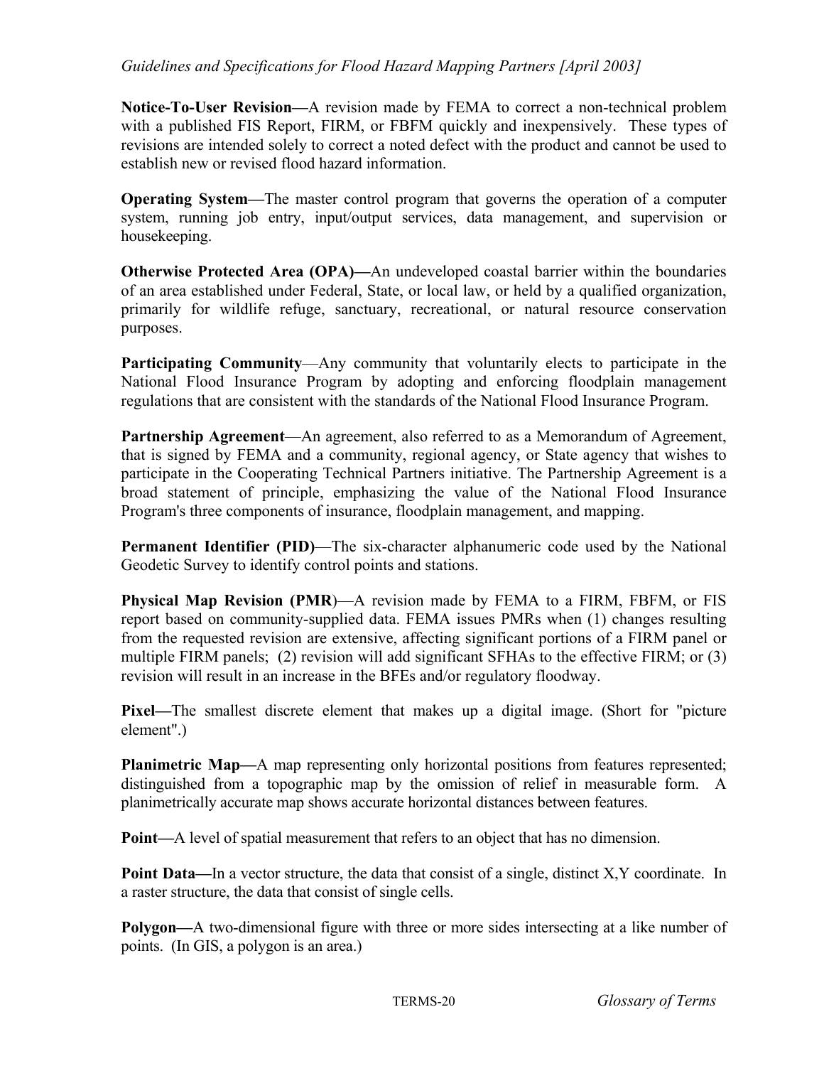**Notice-To-User Revision—**A revision made by FEMA to correct a non-technical problem with a published FIS Report, FIRM, or FBFM quickly and inexpensively. These types of revisions are intended solely to correct a noted defect with the product and cannot be used to establish new or revised flood hazard information.

**Operating System—**The master control program that governs the operation of a computer system, running job entry, input/output services, data management, and supervision or housekeeping.

**Otherwise Protected Area (OPA)—**An undeveloped coastal barrier within the boundaries of an area established under Federal, State, or local law, or held by a qualified organization, primarily for wildlife refuge, sanctuary, recreational, or natural resource conservation purposes.

**Participating Community**—Any community that voluntarily elects to participate in the National Flood Insurance Program by adopting and enforcing floodplain management regulations that are consistent with the standards of the National Flood Insurance Program.

**Partnership Agreement**—An agreement, also referred to as a Memorandum of Agreement, that is signed by FEMA and a community, regional agency, or State agency that wishes to participate in the Cooperating Technical Partners initiative. The Partnership Agreement is a broad statement of principle, emphasizing the value of the National Flood Insurance Program's three components of insurance, floodplain management, and mapping.

**Permanent Identifier (PID)**—The six-character alphanumeric code used by the National Geodetic Survey to identify control points and stations.

**Physical Map Revision (PMR**)—A revision made by FEMA to a FIRM, FBFM, or FIS report based on community-supplied data. FEMA issues PMRs when (1) changes resulting from the requested revision are extensive, affecting significant portions of a FIRM panel or multiple FIRM panels; (2) revision will add significant SFHAs to the effective FIRM; or (3) revision will result in an increase in the BFEs and/or regulatory floodway.

**Pixel—**The smallest discrete element that makes up a digital image. (Short for "picture element".)

**Planimetric Map—**A map representing only horizontal positions from features represented; distinguished from a topographic map by the omission of relief in measurable form. A planimetrically accurate map shows accurate horizontal distances between features.

**Point—**A level of spatial measurement that refers to an object that has no dimension.

**Point Data—**In a vector structure, the data that consist of a single, distinct X,Y coordinate. In a raster structure, the data that consist of single cells.

**Polygon—**A two-dimensional figure with three or more sides intersecting at a like number of points. (In GIS, a polygon is an area.)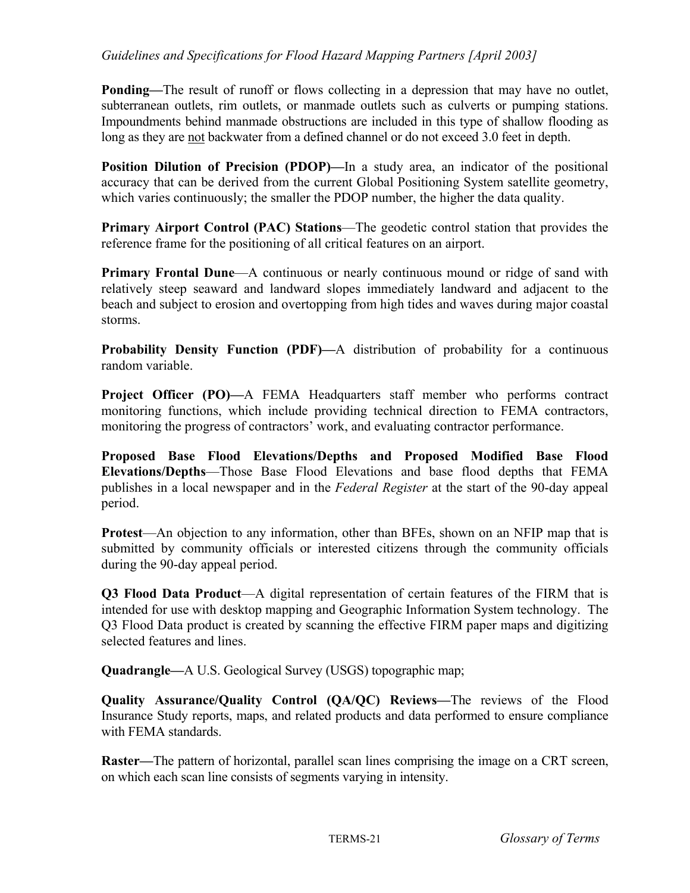**Ponding—**The result of runoff or flows collecting in a depression that may have no outlet, subterranean outlets, rim outlets, or manmade outlets such as culverts or pumping stations. Impoundments behind manmade obstructions are included in this type of shallow flooding as long as they are <u>not</u> backwater from a defined channel or do not exceed 3.0 feet in depth.

**Position Dilution of Precision (PDOP)—**In a study area, an indicator of the positional accuracy that can be derived from the current Global Positioning System satellite geometry, which varies continuously; the smaller the PDOP number, the higher the data quality.

**Primary Airport Control (PAC) Stations**—The geodetic control station that provides the reference frame for the positioning of all critical features on an airport.

**Primary Frontal Dune**—A continuous or nearly continuous mound or ridge of sand with relatively steep seaward and landward slopes immediately landward and adjacent to the beach and subject to erosion and overtopping from high tides and waves during major coastal storms.

**Probability Density Function (PDF)—**A distribution of probability for a continuous random variable.

**Project Officer (PO)—**A FEMA Headquarters staff member who performs contract monitoring functions, which include providing technical direction to FEMA contractors, monitoring the progress of contractors' work, and evaluating contractor performance.

**Proposed Base Flood Elevations/Depths and Proposed Modified Base Flood Elevations/Depths**—Those Base Flood Elevations and base flood depths that FEMA publishes in a local newspaper and in the *Federal Register* at the start of the 90-day appeal period.

**Protest**—An objection to any information, other than BFEs, shown on an NFIP map that is submitted by community officials or interested citizens through the community officials during the 90-day appeal period.

**Q3 Flood Data Product**—A digital representation of certain features of the FIRM that is intended for use with desktop mapping and Geographic Information System technology. The Q3 Flood Data product is created by scanning the effective FIRM paper maps and digitizing selected features and lines.

**Quadrangle—**A U.S. Geological Survey (USGS) topographic map;

**Quality Assurance/Quality Control (QA/QC) Reviews—**The reviews of the Flood Insurance Study reports, maps, and related products and data performed to ensure compliance with FEMA standards.

**Raster—**The pattern of horizontal, parallel scan lines comprising the image on a CRT screen, on which each scan line consists of segments varying in intensity.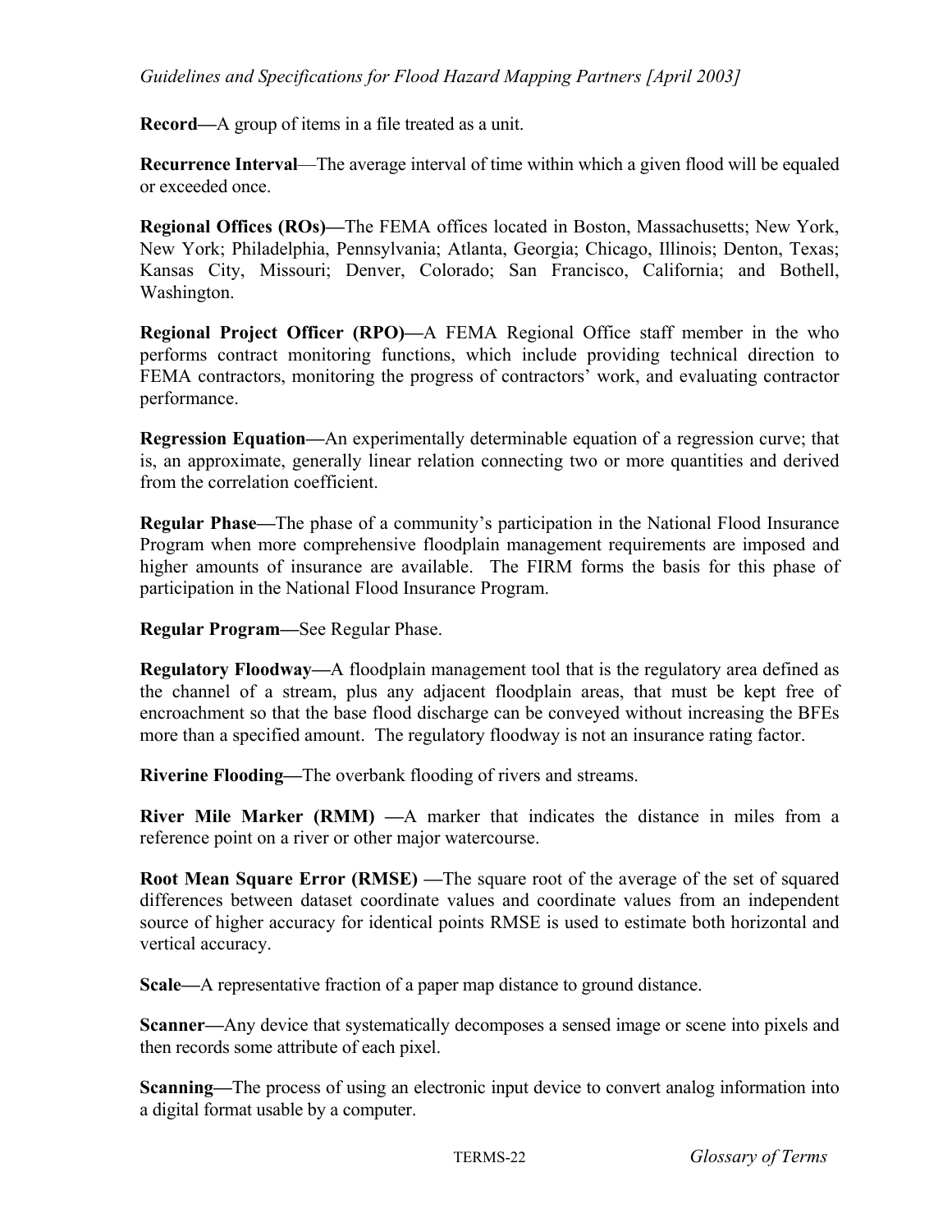**Record—**A group of items in a file treated as a unit.

**Recurrence Interval**—The average interval of time within which a given flood will be equaled or exceeded once.

**Regional Offices (ROs)—**The FEMA offices located in Boston, Massachusetts; New York, New York; Philadelphia, Pennsylvania; Atlanta, Georgia; Chicago, Illinois; Denton, Texas; Kansas City, Missouri; Denver, Colorado; San Francisco, California; and Bothell, Washington.

**Regional Project Officer (RPO)—**A FEMA Regional Office staff member in the who performs contract monitoring functions, which include providing technical direction to FEMA contractors, monitoring the progress of contractors' work, and evaluating contractor performance.

**Regression Equation—**An experimentally determinable equation of a regression curve; that is, an approximate, generally linear relation connecting two or more quantities and derived from the correlation coefficient.

**Regular Phase—**The phase of a community's participation in the National Flood Insurance Program when more comprehensive floodplain management requirements are imposed and higher amounts of insurance are available. The FIRM forms the basis for this phase of participation in the National Flood Insurance Program.

**Regular Program—**See Regular Phase.

**Regulatory Floodway—**A floodplain management tool that is the regulatory area defined as the channel of a stream, plus any adjacent floodplain areas, that must be kept free of encroachment so that the base flood discharge can be conveyed without increasing the BFEs more than a specified amount. The regulatory floodway is not an insurance rating factor.

**Riverine Flooding—**The overbank flooding of rivers and streams.

**River Mile Marker (RMM) —**A marker that indicates the distance in miles from a reference point on a river or other major watercourse.

**Root Mean Square Error (RMSE) —**The square root of the average of the set of squared differences between dataset coordinate values and coordinate values from an independent source of higher accuracy for identical points RMSE is used to estimate both horizontal and vertical accuracy.

**Scale—**A representative fraction of a paper map distance to ground distance.

**Scanner—**Any device that systematically decomposes a sensed image or scene into pixels and then records some attribute of each pixel.

**Scanning—**The process of using an electronic input device to convert analog information into a digital format usable by a computer.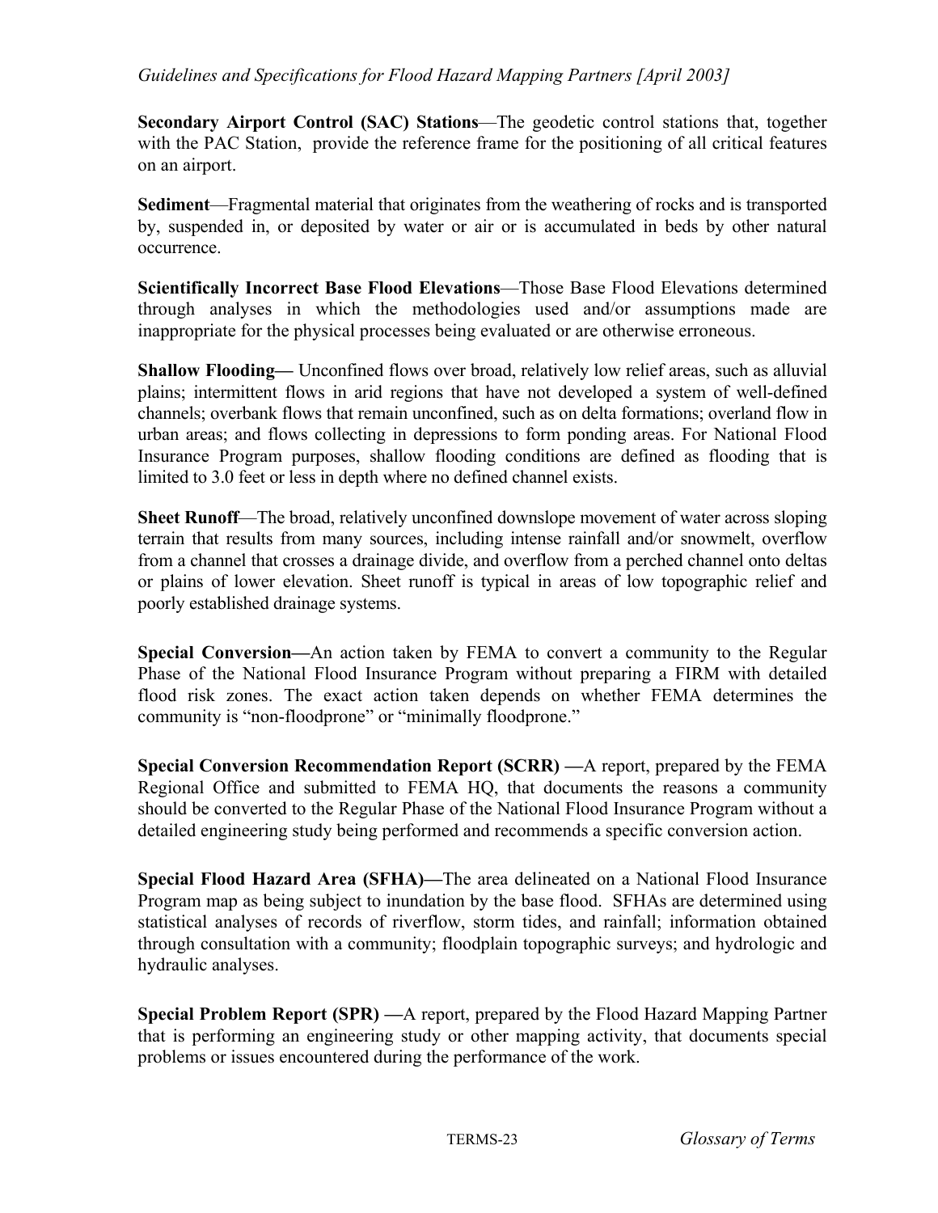**Secondary Airport Control (SAC) Stations**—The geodetic control stations that, together with the PAC Station, provide the reference frame for the positioning of all critical features on an airport.

**Sediment**—Fragmental material that originates from the weathering of rocks and is transported by, suspended in, or deposited by water or air or is accumulated in beds by other natural occurrence.

**Scientifically Incorrect Base Flood Elevations**—Those Base Flood Elevations determined through analyses in which the methodologies used and/or assumptions made are inappropriate for the physical processes being evaluated or are otherwise erroneous.

**Shallow Flooding—** Unconfined flows over broad, relatively low relief areas, such as alluvial plains; intermittent flows in arid regions that have not developed a system of well-defined channels; overbank flows that remain unconfined, such as on delta formations; overland flow in urban areas; and flows collecting in depressions to form ponding areas. For National Flood Insurance Program purposes, shallow flooding conditions are defined as flooding that is limited to 3.0 feet or less in depth where no defined channel exists.

**Sheet Runoff**—The broad, relatively unconfined downslope movement of water across sloping terrain that results from many sources, including intense rainfall and/or snowmelt, overflow from a channel that crosses a drainage divide, and overflow from a perched channel onto deltas or plains of lower elevation. Sheet runoff is typical in areas of low topographic relief and poorly established drainage systems.

**Special Conversion—**An action taken by FEMA to convert a community to the Regular Phase of the National Flood Insurance Program without preparing a FIRM with detailed flood risk zones. The exact action taken depends on whether FEMA determines the community is "non-floodprone" or "minimally floodprone."

**Special Conversion Recommendation Report (SCRR) —**A report, prepared by the FEMA Regional Office and submitted to FEMA HQ, that documents the reasons a community should be converted to the Regular Phase of the National Flood Insurance Program without a detailed engineering study being performed and recommends a specific conversion action.

**Special Flood Hazard Area (SFHA)—**The area delineated on a National Flood Insurance Program map as being subject to inundation by the base flood. SFHAs are determined using statistical analyses of records of riverflow, storm tides, and rainfall; information obtained through consultation with a community; floodplain topographic surveys; and hydrologic and hydraulic analyses.

**Special Problem Report (SPR) —**A report, prepared by the Flood Hazard Mapping Partner that is performing an engineering study or other mapping activity, that documents special problems or issues encountered during the performance of the work.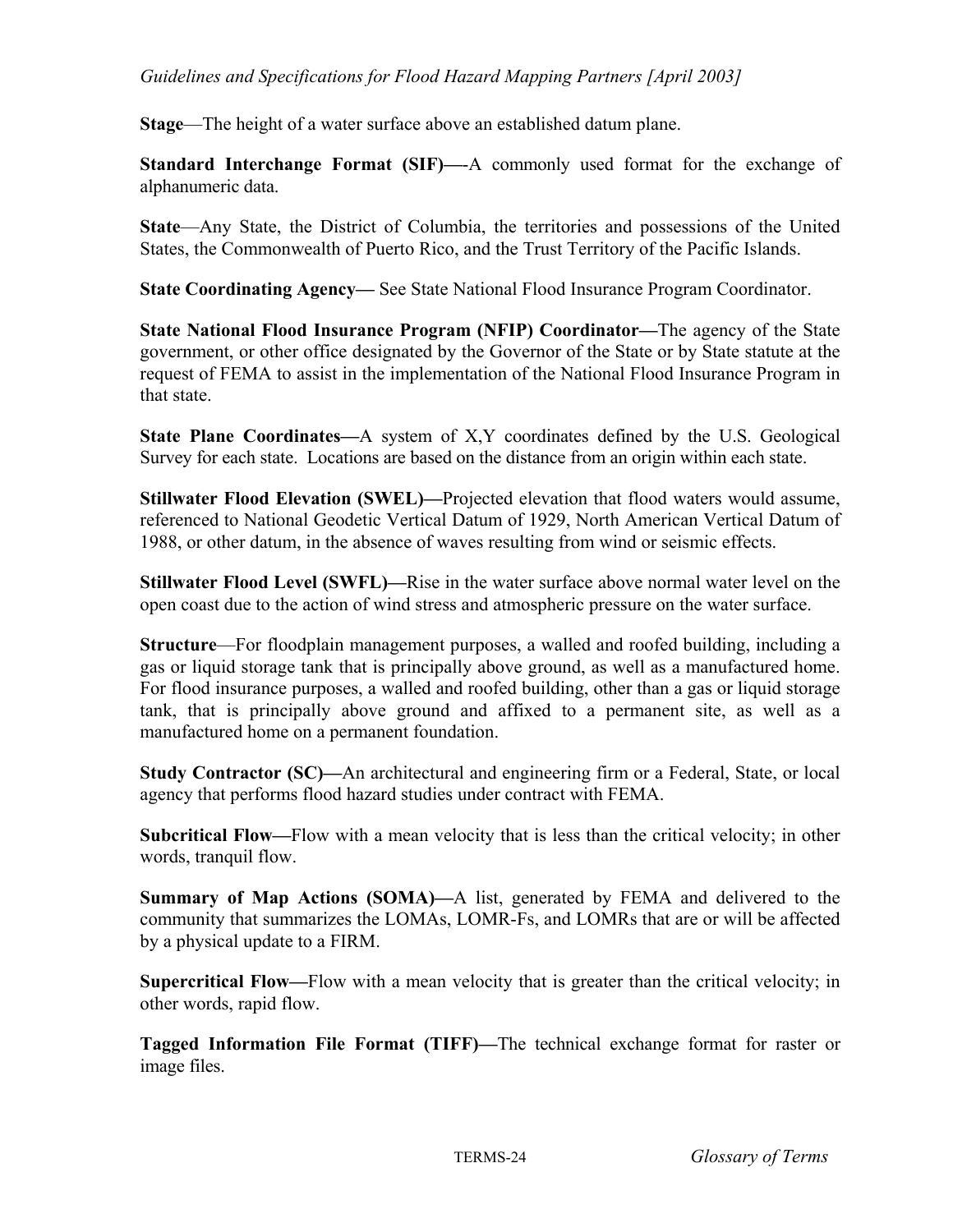**Stage**—The height of a water surface above an established datum plane.

**Standard Interchange Format (SIF)—**-A commonly used format for the exchange of alphanumeric data.

**State**—Any State, the District of Columbia, the territories and possessions of the United States, the Commonwealth of Puerto Rico, and the Trust Territory of the Pacific Islands.

**State Coordinating Agency—** See State National Flood Insurance Program Coordinator.

**State National Flood Insurance Program (NFIP) Coordinator—**The agency of the State government, or other office designated by the Governor of the State or by State statute at the request of FEMA to assist in the implementation of the National Flood Insurance Program in that state.

**State Plane Coordinates—**A system of X,Y coordinates defined by the U.S. Geological Survey for each state. Locations are based on the distance from an origin within each state.

**Stillwater Flood Elevation (SWEL)—**Projected elevation that flood waters would assume, referenced to National Geodetic Vertical Datum of 1929, North American Vertical Datum of 1988, or other datum, in the absence of waves resulting from wind or seismic effects.

**Stillwater Flood Level (SWFL)—**Rise in the water surface above normal water level on the open coast due to the action of wind stress and atmospheric pressure on the water surface.

**Structure**—For floodplain management purposes, a walled and roofed building, including a gas or liquid storage tank that is principally above ground, as well as a manufactured home. For flood insurance purposes, a walled and roofed building, other than a gas or liquid storage tank, that is principally above ground and affixed to a permanent site, as well as a manufactured home on a permanent foundation.

**Study Contractor (SC)—**An architectural and engineering firm or a Federal, State, or local agency that performs flood hazard studies under contract with FEMA.

**Subcritical Flow—**Flow with a mean velocity that is less than the critical velocity; in other words, tranquil flow.

**Summary of Map Actions (SOMA)—**A list, generated by FEMA and delivered to the community that summarizes the LOMAs, LOMR-Fs, and LOMRs that are or will be affected by a physical update to a FIRM.

**Supercritical Flow—**Flow with a mean velocity that is greater than the critical velocity; in other words, rapid flow.

**Tagged Information File Format (TIFF)—**The technical exchange format for raster or image files.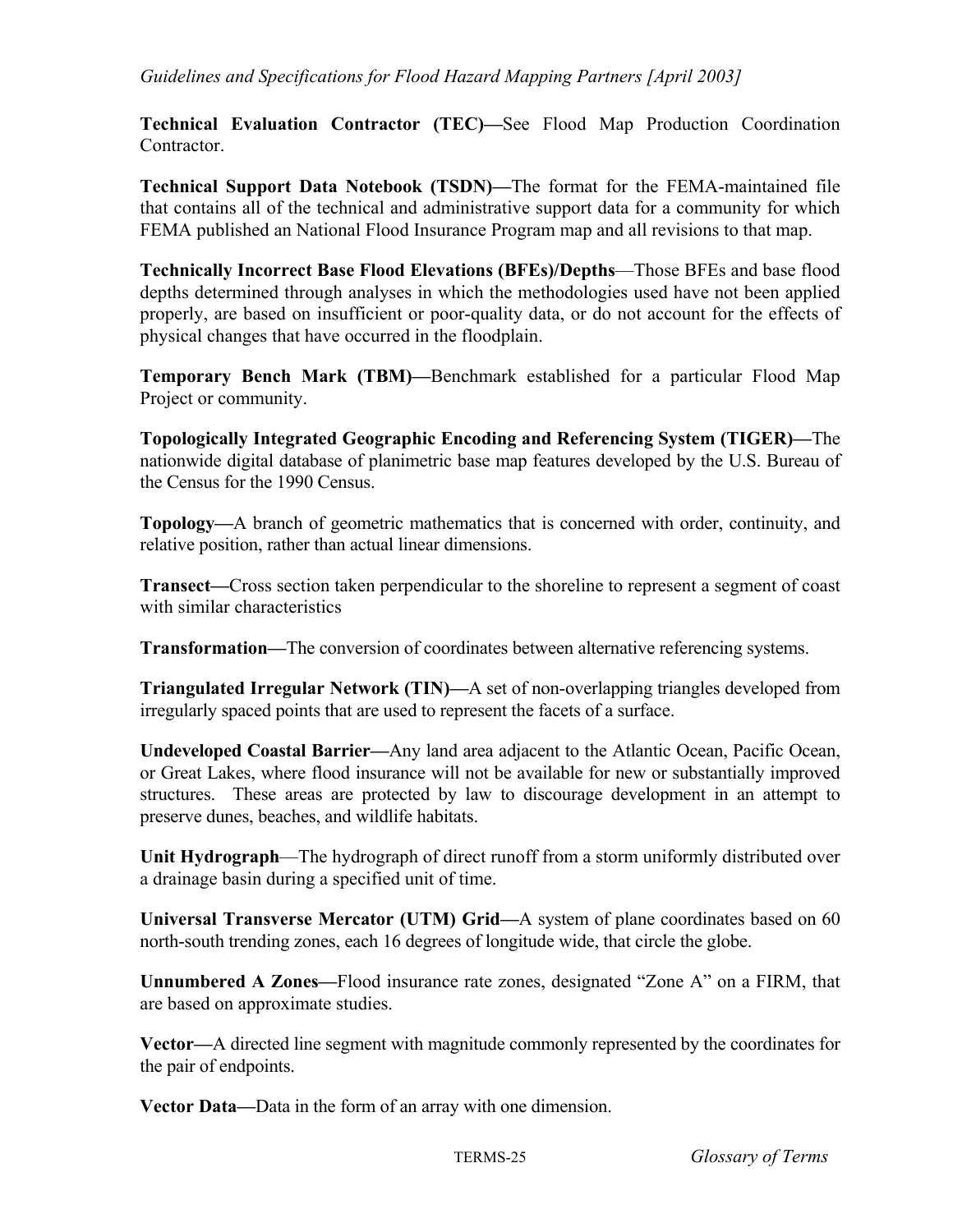**Technical Evaluation Contractor (TEC)—**See Flood Map Production Coordination Contractor.

**Technical Support Data Notebook (TSDN)—**The format for the FEMA-maintained file that contains all of the technical and administrative support data for a community for which FEMA published an National Flood Insurance Program map and all revisions to that map.

**Technically Incorrect Base Flood Elevations (BFEs)/Depths**—Those BFEs and base flood depths determined through analyses in which the methodologies used have not been applied properly, are based on insufficient or poor-quality data, or do not account for the effects of physical changes that have occurred in the floodplain.

**Temporary Bench Mark (TBM)—**Benchmark established for a particular Flood Map Project or community.

**Topologically Integrated Geographic Encoding and Referencing System (TIGER)—**The nationwide digital database of planimetric base map features developed by the U.S. Bureau of the Census for the 1990 Census.

**Topology—**A branch of geometric mathematics that is concerned with order, continuity, and relative position, rather than actual linear dimensions.

**Transect—**Cross section taken perpendicular to the shoreline to represent a segment of coast with similar characteristics

**Transformation—**The conversion of coordinates between alternative referencing systems.

**Triangulated Irregular Network (TIN)—**A set of non-overlapping triangles developed from irregularly spaced points that are used to represent the facets of a surface.

**Undeveloped Coastal Barrier—**Any land area adjacent to the Atlantic Ocean, Pacific Ocean, or Great Lakes, where flood insurance will not be available for new or substantially improved structures. These areas are protected by law to discourage development in an attempt to preserve dunes, beaches, and wildlife habitats.

**Unit Hydrograph**—The hydrograph of direct runoff from a storm uniformly distributed over a drainage basin during a specified unit of time.

**Universal Transverse Mercator (UTM) Grid—**A system of plane coordinates based on 60 north-south trending zones, each 16 degrees of longitude wide, that circle the globe.

**Unnumbered A Zones—**Flood insurance rate zones, designated "Zone A" on a FIRM, that are based on approximate studies.

**Vector—**A directed line segment with magnitude commonly represented by the coordinates for the pair of endpoints.

**Vector Data—**Data in the form of an array with one dimension.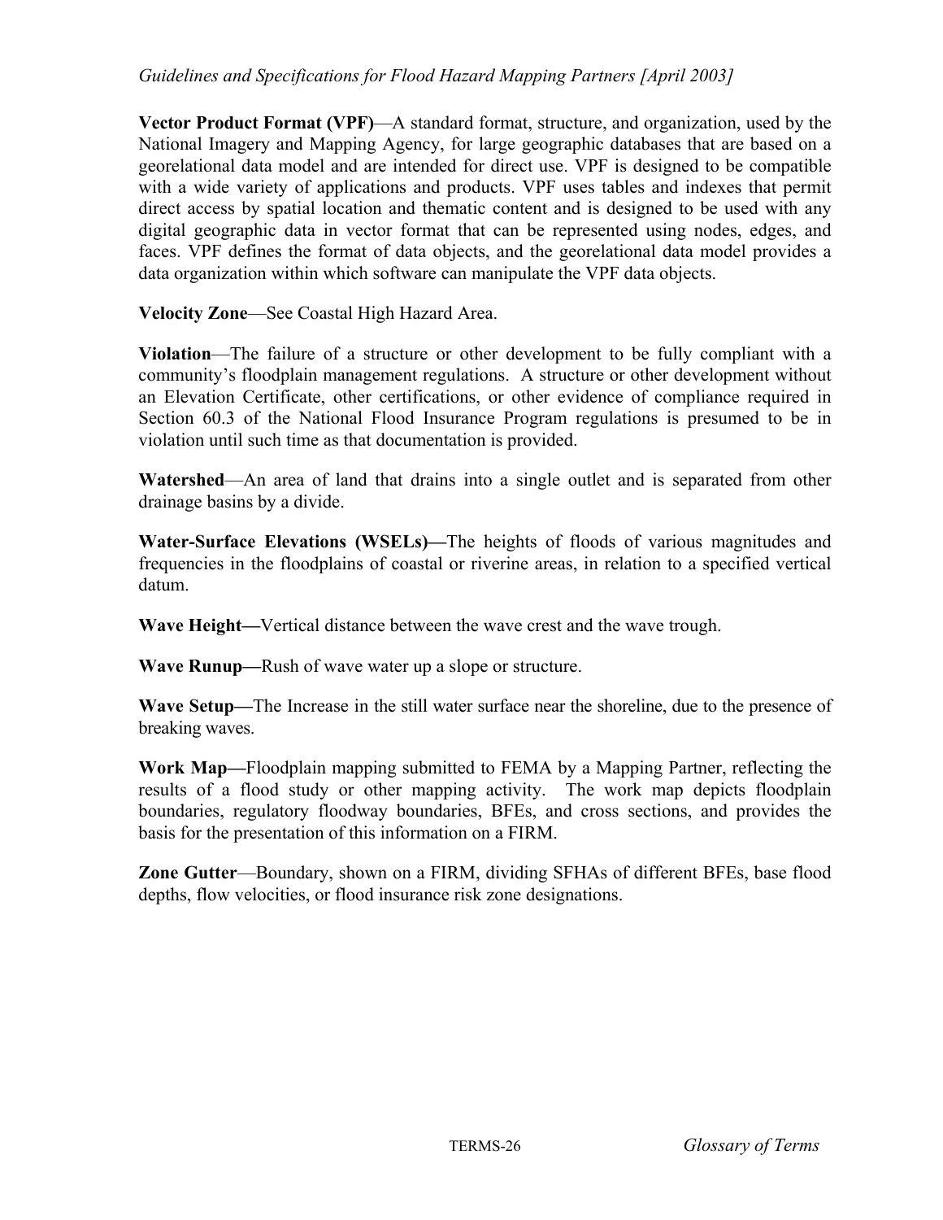**Vector Product Format (VPF)**—A standard format, structure, and organization, used by the National Imagery and Mapping Agency, for large geographic databases that are based on a georelational data model and are intended for direct use. VPF is designed to be compatible with a wide variety of applications and products. VPF uses tables and indexes that permit direct access by spatial location and thematic content and is designed to be used with any digital geographic data in vector format that can be represented using nodes, edges, and faces. VPF defines the format of data objects, and the georelational data model provides a data organization within which software can manipulate the VPF data objects.

**Velocity Zone**—See Coastal High Hazard Area.

**Violation**—The failure of a structure or other development to be fully compliant with a community's floodplain management regulations. A structure or other development without an Elevation Certificate, other certifications, or other evidence of compliance required in Section 60.3 of the National Flood Insurance Program regulations is presumed to be in violation until such time as that documentation is provided.

**Watershed**—An area of land that drains into a single outlet and is separated from other drainage basins by a divide.

**Water-Surface Elevations (WSELs)—**The heights of floods of various magnitudes and frequencies in the floodplains of coastal or riverine areas, in relation to a specified vertical datum.

**Wave Height—**Vertical distance between the wave crest and the wave trough.

**Wave Runup—**Rush of wave water up a slope or structure.

**Wave Setup—**The Increase in the still water surface near the shoreline, due to the presence of breaking waves.

**Work Map—**Floodplain mapping submitted to FEMA by a Mapping Partner, reflecting the results of a flood study or other mapping activity. The work map depicts floodplain boundaries, regulatory floodway boundaries, BFEs, and cross sections, and provides the basis for the presentation of this information on a FIRM.

**Zone Gutter**—Boundary, shown on a FIRM, dividing SFHAs of different BFEs, base flood depths, flow velocities, or flood insurance risk zone designations.